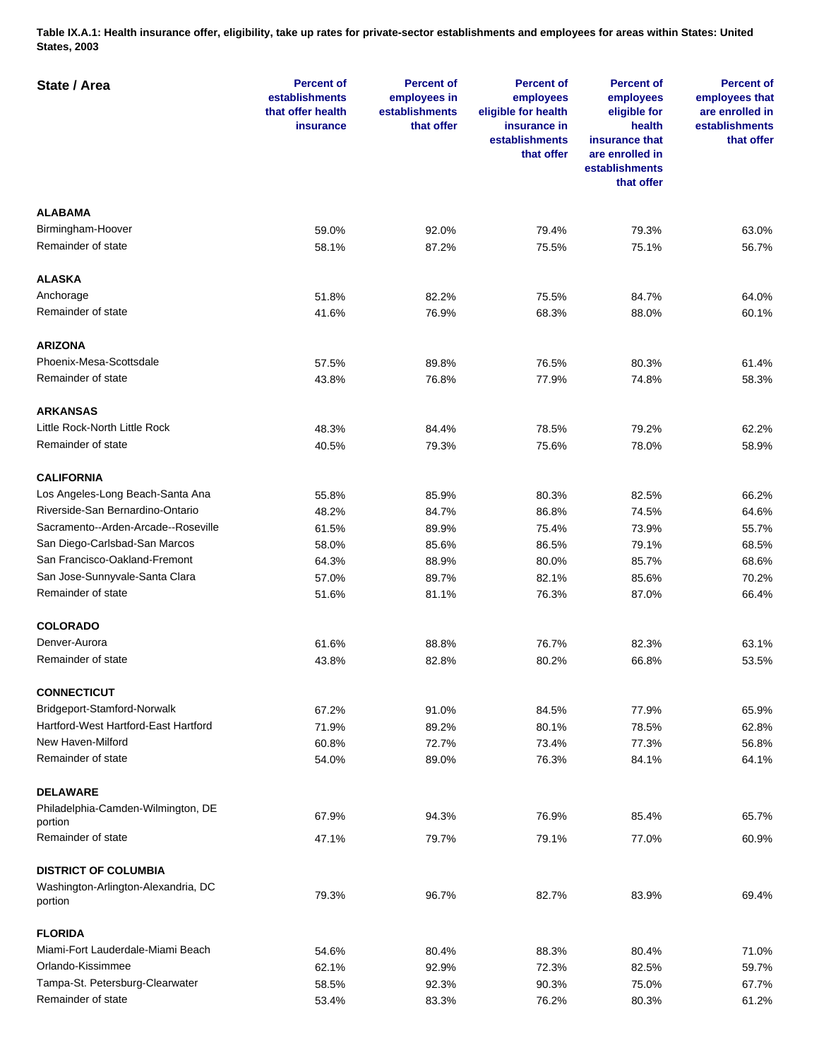**Table IX.A.1: Health insurance offer, eligibility, take up rates for private-sector establishments and employees for areas within States: United States, 2003**

| State / Area | Percent of establishments that offer health insurance | Percent of employees in establishments that offer | Percent of employees eligible for health insurance in establishments that offer | Percent of employees eligible for health insurance that are enrolled in establishments that offer | Percent of employees that are enrolled in establishments that offer |
|---|---|---|---|---|---|
| **ALABAMA** | | | | | |
| Birmingham-Hoover | 59.0% | 92.0% | 79.4% | 79.3% | 63.0% |
| Remainder of state | 58.1% | 87.2% | 75.5% | 75.1% | 56.7% |
| **ALASKA** | | | | | |
| Anchorage | 51.8% | 82.2% | 75.5% | 84.7% | 64.0% |
| Remainder of state | 41.6% | 76.9% | 68.3% | 88.0% | 60.1% |
| **ARIZONA** | | | | | |
| Phoenix-Mesa-Scottsdale | 57.5% | 89.8% | 76.5% | 80.3% | 61.4% |
| Remainder of state | 43.8% | 76.8% | 77.9% | 74.8% | 58.3% |
| **ARKANSAS** | | | | | |
| Little Rock-North Little Rock | 48.3% | 84.4% | 78.5% | 79.2% | 62.2% |
| Remainder of state | 40.5% | 79.3% | 75.6% | 78.0% | 58.9% |
| **CALIFORNIA** | | | | | |
| Los Angeles-Long Beach-Santa Ana | 55.8% | 85.9% | 80.3% | 82.5% | 66.2% |
| Riverside-San Bernardino-Ontario | 48.2% | 84.7% | 86.8% | 74.5% | 64.6% |
| Sacramento--Arden-Arcade--Roseville | 61.5% | 89.9% | 75.4% | 73.9% | 55.7% |
| San Diego-Carlsbad-San Marcos | 58.0% | 85.6% | 86.5% | 79.1% | 68.5% |
| San Francisco-Oakland-Fremont | 64.3% | 88.9% | 80.0% | 85.7% | 68.6% |
| San Jose-Sunnyvale-Santa Clara | 57.0% | 89.7% | 82.1% | 85.6% | 70.2% |
| Remainder of state | 51.6% | 81.1% | 76.3% | 87.0% | 66.4% |
| **COLORADO** | | | | | |
| Denver-Aurora | 61.6% | 88.8% | 76.7% | 82.3% | 63.1% |
| Remainder of state | 43.8% | 82.8% | 80.2% | 66.8% | 53.5% |
| **CONNECTICUT** | | | | | |
| Bridgeport-Stamford-Norwalk | 67.2% | 91.0% | 84.5% | 77.9% | 65.9% |
| Hartford-West Hartford-East Hartford | 71.9% | 89.2% | 80.1% | 78.5% | 62.8% |
| New Haven-Milford | 60.8% | 72.7% | 73.4% | 77.3% | 56.8% |
| Remainder of state | 54.0% | 89.0% | 76.3% | 84.1% | 64.1% |
| **DELAWARE** | | | | | |
| Philadelphia-Camden-Wilmington, DE portion | 67.9% | 94.3% | 76.9% | 85.4% | 65.7% |
| Remainder of state | 47.1% | 79.7% | 79.1% | 77.0% | 60.9% |
| **DISTRICT OF COLUMBIA** | | | | | |
| Washington-Arlington-Alexandria, DC portion | 79.3% | 96.7% | 82.7% | 83.9% | 69.4% |
| **FLORIDA** | | | | | |
| Miami-Fort Lauderdale-Miami Beach | 54.6% | 80.4% | 88.3% | 80.4% | 71.0% |
| Orlando-Kissimmee | 62.1% | 92.9% | 72.3% | 82.5% | 59.7% |
| Tampa-St. Petersburg-Clearwater | 58.5% | 92.3% | 90.3% | 75.0% | 67.7% |
| Remainder of state | 53.4% | 83.3% | 76.2% | 80.3% | 61.2% |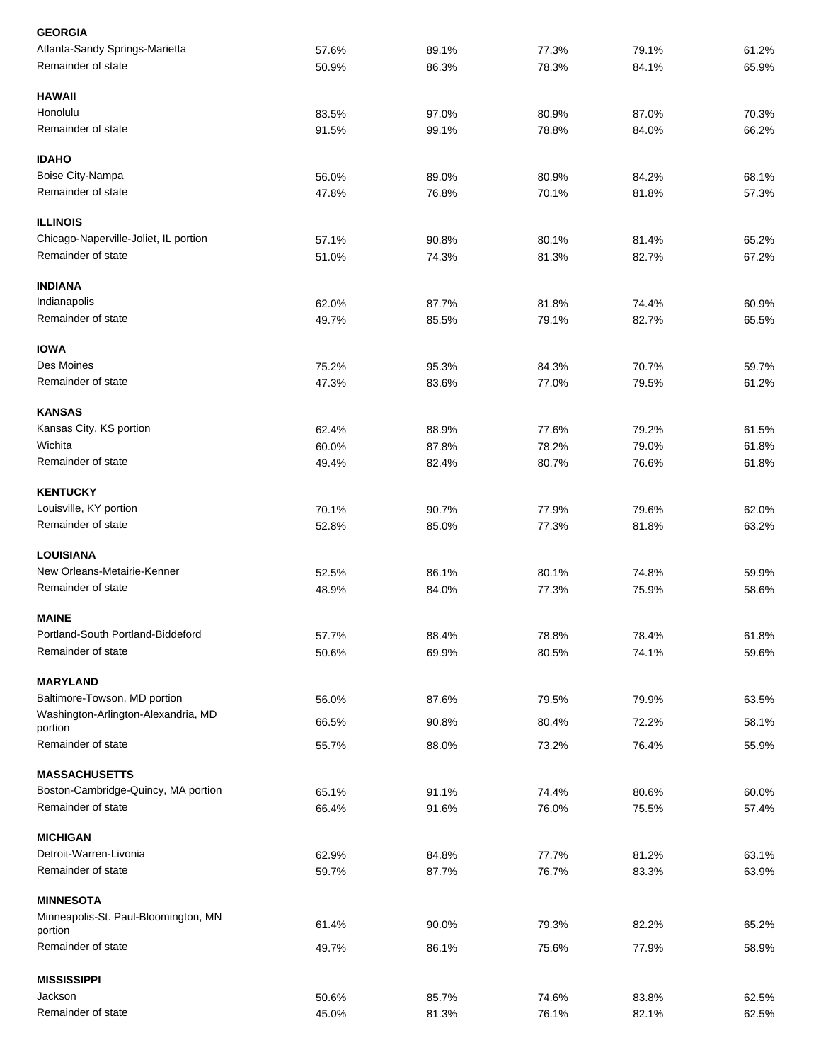| | | | | | |
|---|---|---|---|---|---|
| **GEORGIA** | | | | | |
| Atlanta-Sandy Springs-Marietta | 57.6% | 89.1% | 77.3% | 79.1% | 61.2% |
| Remainder of state | 50.9% | 86.3% | 78.3% | 84.1% | 65.9% |
| **HAWAII** | | | | | |
| Honolulu | 83.5% | 97.0% | 80.9% | 87.0% | 70.3% |
| Remainder of state | 91.5% | 99.1% | 78.8% | 84.0% | 66.2% |
| **IDAHO** | | | | | |
| Boise City-Nampa | 56.0% | 89.0% | 80.9% | 84.2% | 68.1% |
| Remainder of state | 47.8% | 76.8% | 70.1% | 81.8% | 57.3% |
| **ILLINOIS** | | | | | |
| Chicago-Naperville-Joliet, IL portion | 57.1% | 90.8% | 80.1% | 81.4% | 65.2% |
| Remainder of state | 51.0% | 74.3% | 81.3% | 82.7% | 67.2% |
| **INDIANA** | | | | | |
| Indianapolis | 62.0% | 87.7% | 81.8% | 74.4% | 60.9% |
| Remainder of state | 49.7% | 85.5% | 79.1% | 82.7% | 65.5% |
| **IOWA** | | | | | |
| Des Moines | 75.2% | 95.3% | 84.3% | 70.7% | 59.7% |
| Remainder of state | 47.3% | 83.6% | 77.0% | 79.5% | 61.2% |
| **KANSAS** | | | | | |
| Kansas City, KS portion | 62.4% | 88.9% | 77.6% | 79.2% | 61.5% |
| Wichita | 60.0% | 87.8% | 78.2% | 79.0% | 61.8% |
| Remainder of state | 49.4% | 82.4% | 80.7% | 76.6% | 61.8% |
| **KENTUCKY** | | | | | |
| Louisville, KY portion | 70.1% | 90.7% | 77.9% | 79.6% | 62.0% |
| Remainder of state | 52.8% | 85.0% | 77.3% | 81.8% | 63.2% |
| **LOUISIANA** | | | | | |
| New Orleans-Metairie-Kenner | 52.5% | 86.1% | 80.1% | 74.8% | 59.9% |
| Remainder of state | 48.9% | 84.0% | 77.3% | 75.9% | 58.6% |
| **MAINE** | | | | | |
| Portland-South Portland-Biddeford | 57.7% | 88.4% | 78.8% | 78.4% | 61.8% |
| Remainder of state | 50.6% | 69.9% | 80.5% | 74.1% | 59.6% |
| **MARYLAND** | | | | | |
| Baltimore-Towson, MD portion | 56.0% | 87.6% | 79.5% | 79.9% | 63.5% |
| Washington-Arlington-Alexandria, MD portion | 66.5% | 90.8% | 80.4% | 72.2% | 58.1% |
| Remainder of state | 55.7% | 88.0% | 73.2% | 76.4% | 55.9% |
| **MASSACHUSETTS** | | | | | |
| Boston-Cambridge-Quincy, MA portion | 65.1% | 91.1% | 74.4% | 80.6% | 60.0% |
| Remainder of state | 66.4% | 91.6% | 76.0% | 75.5% | 57.4% |
| **MICHIGAN** | | | | | |
| Detroit-Warren-Livonia | 62.9% | 84.8% | 77.7% | 81.2% | 63.1% |
| Remainder of state | 59.7% | 87.7% | 76.7% | 83.3% | 63.9% |
| **MINNESOTA** | | | | | |
| Minneapolis-St. Paul-Bloomington, MN portion | 61.4% | 90.0% | 79.3% | 82.2% | 65.2% |
| Remainder of state | 49.7% | 86.1% | 75.6% | 77.9% | 58.9% |
| **MISSISSIPPI** | | | | | |
| Jackson | 50.6% | 85.7% | 74.6% | 83.8% | 62.5% |
| Remainder of state | 45.0% | 81.3% | 76.1% | 82.1% | 62.5% |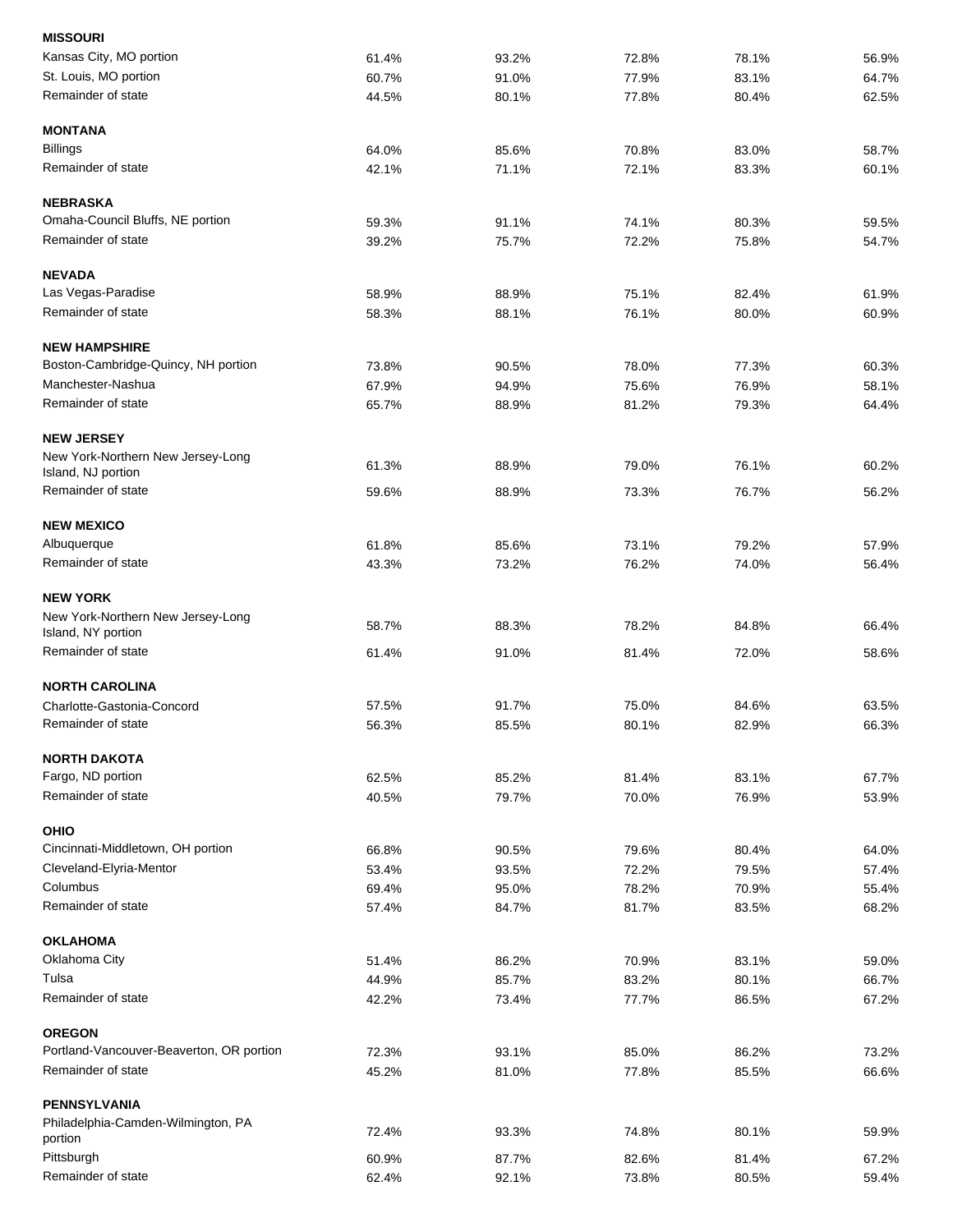| | | | | | |
|---|---|---|---|---|---|
| **MISSOURI** | | | | | |
| Kansas City, MO portion | 61.4% | 93.2% | 72.8% | 78.1% | 56.9% |
| St. Louis, MO portion | 60.7% | 91.0% | 77.9% | 83.1% | 64.7% |
| Remainder of state | 44.5% | 80.1% | 77.8% | 80.4% | 62.5% |
| **MONTANA** | | | | | |
| Billings | 64.0% | 85.6% | 70.8% | 83.0% | 58.7% |
| Remainder of state | 42.1% | 71.1% | 72.1% | 83.3% | 60.1% |
| **NEBRASKA** | | | | | |
| Omaha-Council Bluffs, NE portion | 59.3% | 91.1% | 74.1% | 80.3% | 59.5% |
| Remainder of state | 39.2% | 75.7% | 72.2% | 75.8% | 54.7% |
| **NEVADA** | | | | | |
| Las Vegas-Paradise | 58.9% | 88.9% | 75.1% | 82.4% | 61.9% |
| Remainder of state | 58.3% | 88.1% | 76.1% | 80.0% | 60.9% |
| **NEW HAMPSHIRE** | | | | | |
| Boston-Cambridge-Quincy, NH portion | 73.8% | 90.5% | 78.0% | 77.3% | 60.3% |
| Manchester-Nashua | 67.9% | 94.9% | 75.6% | 76.9% | 58.1% |
| Remainder of state | 65.7% | 88.9% | 81.2% | 79.3% | 64.4% |
| **NEW JERSEY** | | | | | |
| New York-Northern New Jersey-Long Island, NJ portion | 61.3% | 88.9% | 79.0% | 76.1% | 60.2% |
| Remainder of state | 59.6% | 88.9% | 73.3% | 76.7% | 56.2% |
| **NEW MEXICO** | | | | | |
| Albuquerque | 61.8% | 85.6% | 73.1% | 79.2% | 57.9% |
| Remainder of state | 43.3% | 73.2% | 76.2% | 74.0% | 56.4% |
| **NEW YORK** | | | | | |
| New York-Northern New Jersey-Long Island, NY portion | 58.7% | 88.3% | 78.2% | 84.8% | 66.4% |
| Remainder of state | 61.4% | 91.0% | 81.4% | 72.0% | 58.6% |
| **NORTH CAROLINA** | | | | | |
| Charlotte-Gastonia-Concord | 57.5% | 91.7% | 75.0% | 84.6% | 63.5% |
| Remainder of state | 56.3% | 85.5% | 80.1% | 82.9% | 66.3% |
| **NORTH DAKOTA** | | | | | |
| Fargo, ND portion | 62.5% | 85.2% | 81.4% | 83.1% | 67.7% |
| Remainder of state | 40.5% | 79.7% | 70.0% | 76.9% | 53.9% |
| **OHIO** | | | | | |
| Cincinnati-Middletown, OH portion | 66.8% | 90.5% | 79.6% | 80.4% | 64.0% |
| Cleveland-Elyria-Mentor | 53.4% | 93.5% | 72.2% | 79.5% | 57.4% |
| Columbus | 69.4% | 95.0% | 78.2% | 70.9% | 55.4% |
| Remainder of state | 57.4% | 84.7% | 81.7% | 83.5% | 68.2% |
| **OKLAHOMA** | | | | | |
| Oklahoma City | 51.4% | 86.2% | 70.9% | 83.1% | 59.0% |
| Tulsa | 44.9% | 85.7% | 83.2% | 80.1% | 66.7% |
| Remainder of state | 42.2% | 73.4% | 77.7% | 86.5% | 67.2% |
| **OREGON** | | | | | |
| Portland-Vancouver-Beaverton, OR portion | 72.3% | 93.1% | 85.0% | 86.2% | 73.2% |
| Remainder of state | 45.2% | 81.0% | 77.8% | 85.5% | 66.6% |
| **PENNSYLVANIA** | | | | | |
| Philadelphia-Camden-Wilmington, PA portion | 72.4% | 93.3% | 74.8% | 80.1% | 59.9% |
| Pittsburgh | 60.9% | 87.7% | 82.6% | 81.4% | 67.2% |
| Remainder of state | 62.4% | 92.1% | 73.8% | 80.5% | 59.4% |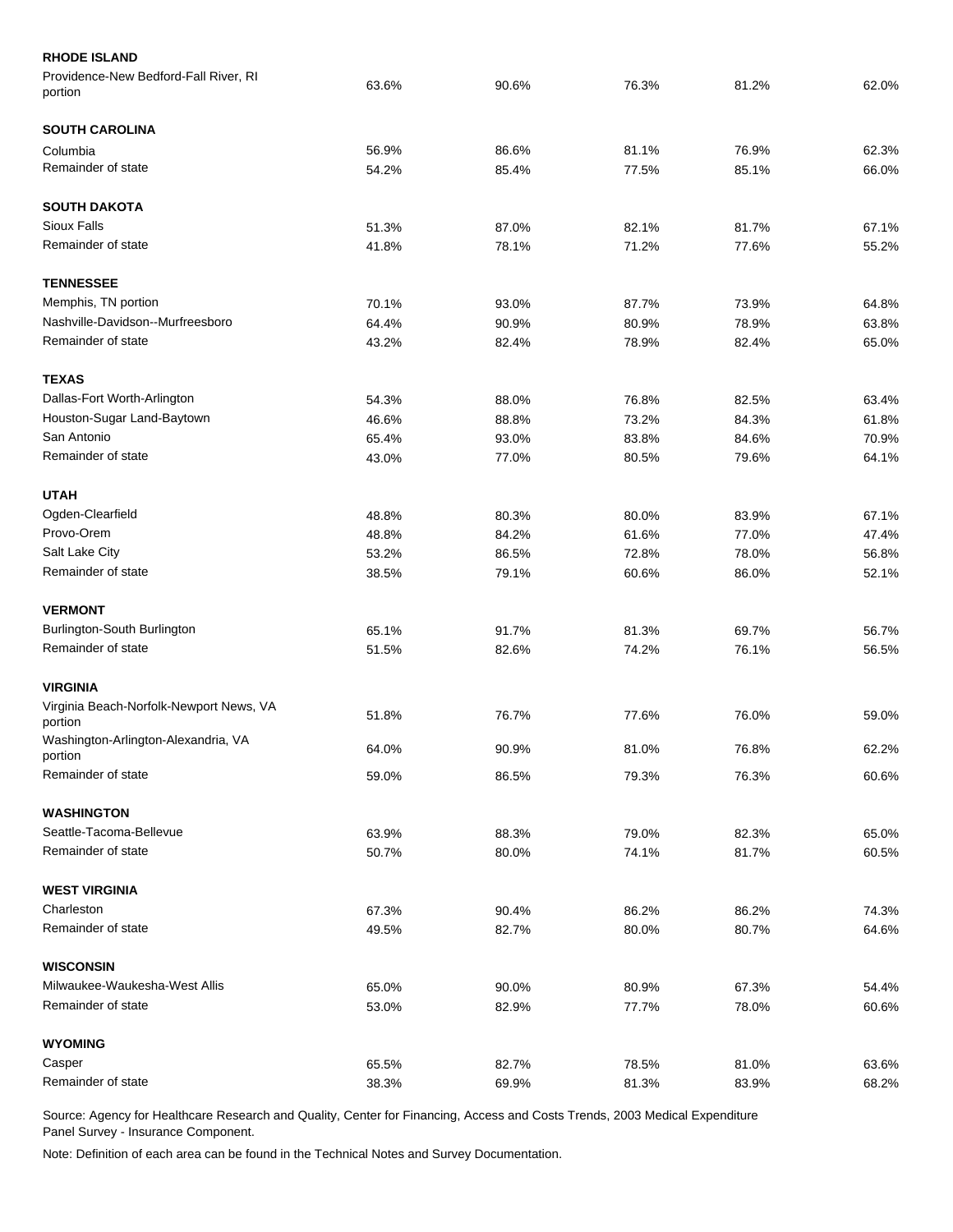| | | | | | |
|---|---|---|---|---|---|
| **RHODE ISLAND** | | | | | |
| Providence-New Bedford-Fall River, RI portion | 63.6% | 90.6% | 76.3% | 81.2% | 62.0% |
| **SOUTH CAROLINA** | | | | | |
| Columbia | 56.9% | 86.6% | 81.1% | 76.9% | 62.3% |
| Remainder of state | 54.2% | 85.4% | 77.5% | 85.1% | 66.0% |
| **SOUTH DAKOTA** | | | | | |
| Sioux Falls | 51.3% | 87.0% | 82.1% | 81.7% | 67.1% |
| Remainder of state | 41.8% | 78.1% | 71.2% | 77.6% | 55.2% |
| **TENNESSEE** | | | | | |
| Memphis, TN portion | 70.1% | 93.0% | 87.7% | 73.9% | 64.8% |
| Nashville-Davidson--Murfreesboro | 64.4% | 90.9% | 80.9% | 78.9% | 63.8% |
| Remainder of state | 43.2% | 82.4% | 78.9% | 82.4% | 65.0% |
| **TEXAS** | | | | | |
| Dallas-Fort Worth-Arlington | 54.3% | 88.0% | 76.8% | 82.5% | 63.4% |
| Houston-Sugar Land-Baytown | 46.6% | 88.8% | 73.2% | 84.3% | 61.8% |
| San Antonio | 65.4% | 93.0% | 83.8% | 84.6% | 70.9% |
| Remainder of state | 43.0% | 77.0% | 80.5% | 79.6% | 64.1% |
| **UTAH** | | | | | |
| Ogden-Clearfield | 48.8% | 80.3% | 80.0% | 83.9% | 67.1% |
| Provo-Orem | 48.8% | 84.2% | 61.6% | 77.0% | 47.4% |
| Salt Lake City | 53.2% | 86.5% | 72.8% | 78.0% | 56.8% |
| Remainder of state | 38.5% | 79.1% | 60.6% | 86.0% | 52.1% |
| **VERMONT** | | | | | |
| Burlington-South Burlington | 65.1% | 91.7% | 81.3% | 69.7% | 56.7% |
| Remainder of state | 51.5% | 82.6% | 74.2% | 76.1% | 56.5% |
| **VIRGINIA** | | | | | |
| Virginia Beach-Norfolk-Newport News, VA portion | 51.8% | 76.7% | 77.6% | 76.0% | 59.0% |
| Washington-Arlington-Alexandria, VA portion | 64.0% | 90.9% | 81.0% | 76.8% | 62.2% |
| Remainder of state | 59.0% | 86.5% | 79.3% | 76.3% | 60.6% |
| **WASHINGTON** | | | | | |
| Seattle-Tacoma-Bellevue | 63.9% | 88.3% | 79.0% | 82.3% | 65.0% |
| Remainder of state | 50.7% | 80.0% | 74.1% | 81.7% | 60.5% |
| **WEST VIRGINIA** | | | | | |
| Charleston | 67.3% | 90.4% | 86.2% | 86.2% | 74.3% |
| Remainder of state | 49.5% | 82.7% | 80.0% | 80.7% | 64.6% |
| **WISCONSIN** | | | | | |
| Milwaukee-Waukesha-West Allis | 65.0% | 90.0% | 80.9% | 67.3% | 54.4% |
| Remainder of state | 53.0% | 82.9% | 77.7% | 78.0% | 60.6% |
| **WYOMING** | | | | | |
| Casper | 65.5% | 82.7% | 78.5% | 81.0% | 63.6% |
| Remainder of state | 38.3% | 69.9% | 81.3% | 83.9% | 68.2% |

Source: Agency for Healthcare Research and Quality, Center for Financing, Access and Costs Trends, 2003 Medical Expenditure Panel Survey - Insurance Component.

Note: Definition of each area can be found in the Technical Notes and Survey Documentation.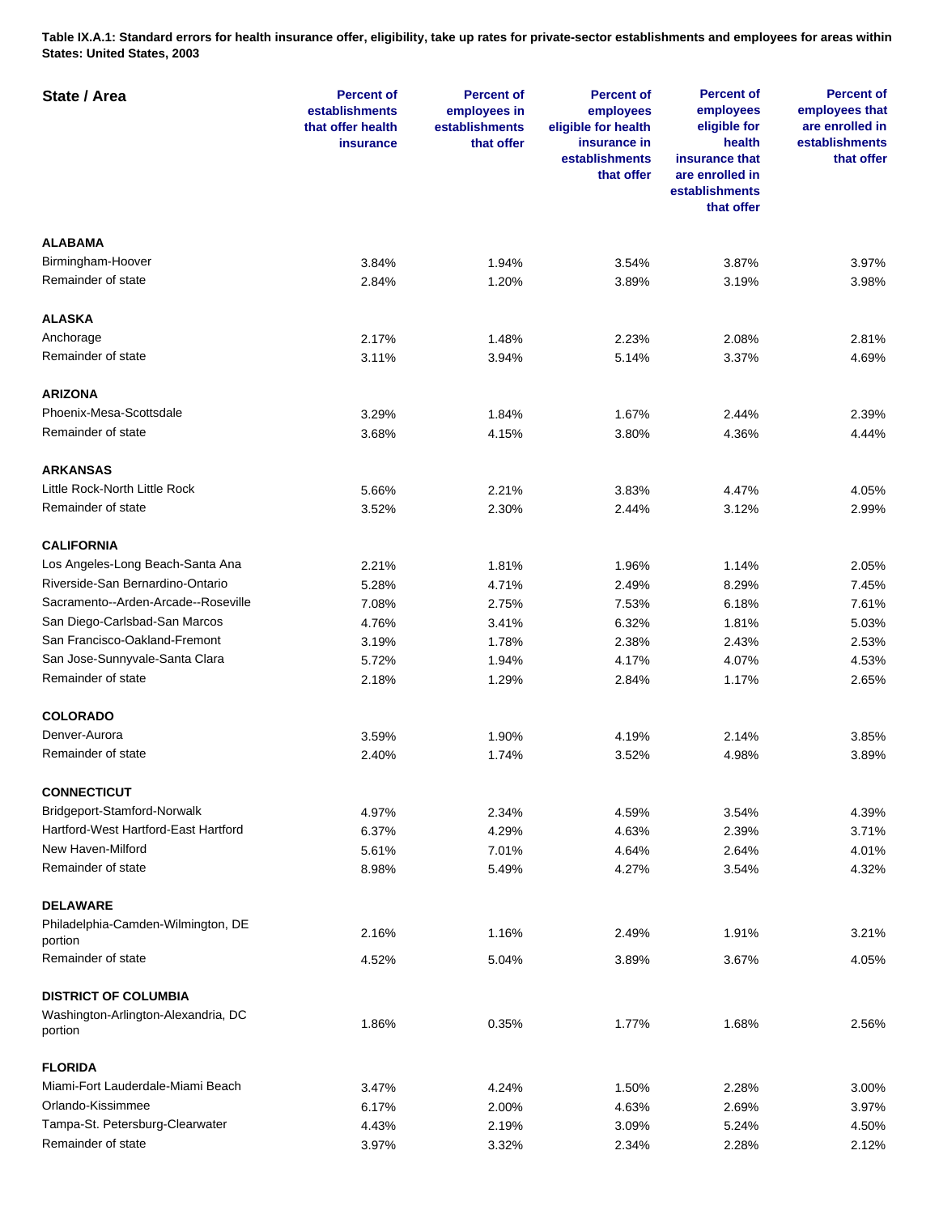**Table IX.A.1: Standard errors for health insurance offer, eligibility, take up rates for private-sector establishments and employees for areas within States: United States, 2003**

| State / Area | Percent of establishments that offer health insurance | Percent of employees in establishments that offer | Percent of employees eligible for health insurance in establishments that offer | Percent of employees eligible for health insurance that are enrolled in establishments that offer | Percent of employees that are enrolled in establishments that offer |
|---|---|---|---|---|---|
| **ALABAMA** | | | | | |
| Birmingham-Hoover | 3.84% | 1.94% | 3.54% | 3.87% | 3.97% |
| Remainder of state | 2.84% | 1.20% | 3.89% | 3.19% | 3.98% |
| **ALASKA** | | | | | |
| Anchorage | 2.17% | 1.48% | 2.23% | 2.08% | 2.81% |
| Remainder of state | 3.11% | 3.94% | 5.14% | 3.37% | 4.69% |
| **ARIZONA** | | | | | |
| Phoenix-Mesa-Scottsdale | 3.29% | 1.84% | 1.67% | 2.44% | 2.39% |
| Remainder of state | 3.68% | 4.15% | 3.80% | 4.36% | 4.44% |
| **ARKANSAS** | | | | | |
| Little Rock-North Little Rock | 5.66% | 2.21% | 3.83% | 4.47% | 4.05% |
| Remainder of state | 3.52% | 2.30% | 2.44% | 3.12% | 2.99% |
| **CALIFORNIA** | | | | | |
| Los Angeles-Long Beach-Santa Ana | 2.21% | 1.81% | 1.96% | 1.14% | 2.05% |
| Riverside-San Bernardino-Ontario | 5.28% | 4.71% | 2.49% | 8.29% | 7.45% |
| Sacramento--Arden-Arcade--Roseville | 7.08% | 2.75% | 7.53% | 6.18% | 7.61% |
| San Diego-Carlsbad-San Marcos | 4.76% | 3.41% | 6.32% | 1.81% | 5.03% |
| San Francisco-Oakland-Fremont | 3.19% | 1.78% | 2.38% | 2.43% | 2.53% |
| San Jose-Sunnyvale-Santa Clara | 5.72% | 1.94% | 4.17% | 4.07% | 4.53% |
| Remainder of state | 2.18% | 1.29% | 2.84% | 1.17% | 2.65% |
| **COLORADO** | | | | | |
| Denver-Aurora | 3.59% | 1.90% | 4.19% | 2.14% | 3.85% |
| Remainder of state | 2.40% | 1.74% | 3.52% | 4.98% | 3.89% |
| **CONNECTICUT** | | | | | |
| Bridgeport-Stamford-Norwalk | 4.97% | 2.34% | 4.59% | 3.54% | 4.39% |
| Hartford-West Hartford-East Hartford | 6.37% | 4.29% | 4.63% | 2.39% | 3.71% |
| New Haven-Milford | 5.61% | 7.01% | 4.64% | 2.64% | 4.01% |
| Remainder of state | 8.98% | 5.49% | 4.27% | 3.54% | 4.32% |
| **DELAWARE** | | | | | |
| Philadelphia-Camden-Wilmington, DE portion | 2.16% | 1.16% | 2.49% | 1.91% | 3.21% |
| Remainder of state | 4.52% | 5.04% | 3.89% | 3.67% | 4.05% |
| **DISTRICT OF COLUMBIA** | | | | | |
| Washington-Arlington-Alexandria, DC portion | 1.86% | 0.35% | 1.77% | 1.68% | 2.56% |
| **FLORIDA** | | | | | |
| Miami-Fort Lauderdale-Miami Beach | 3.47% | 4.24% | 1.50% | 2.28% | 3.00% |
| Orlando-Kissimmee | 6.17% | 2.00% | 4.63% | 2.69% | 3.97% |
| Tampa-St. Petersburg-Clearwater | 4.43% | 2.19% | 3.09% | 5.24% | 4.50% |
| Remainder of state | 3.97% | 3.32% | 2.34% | 2.28% | 2.12% |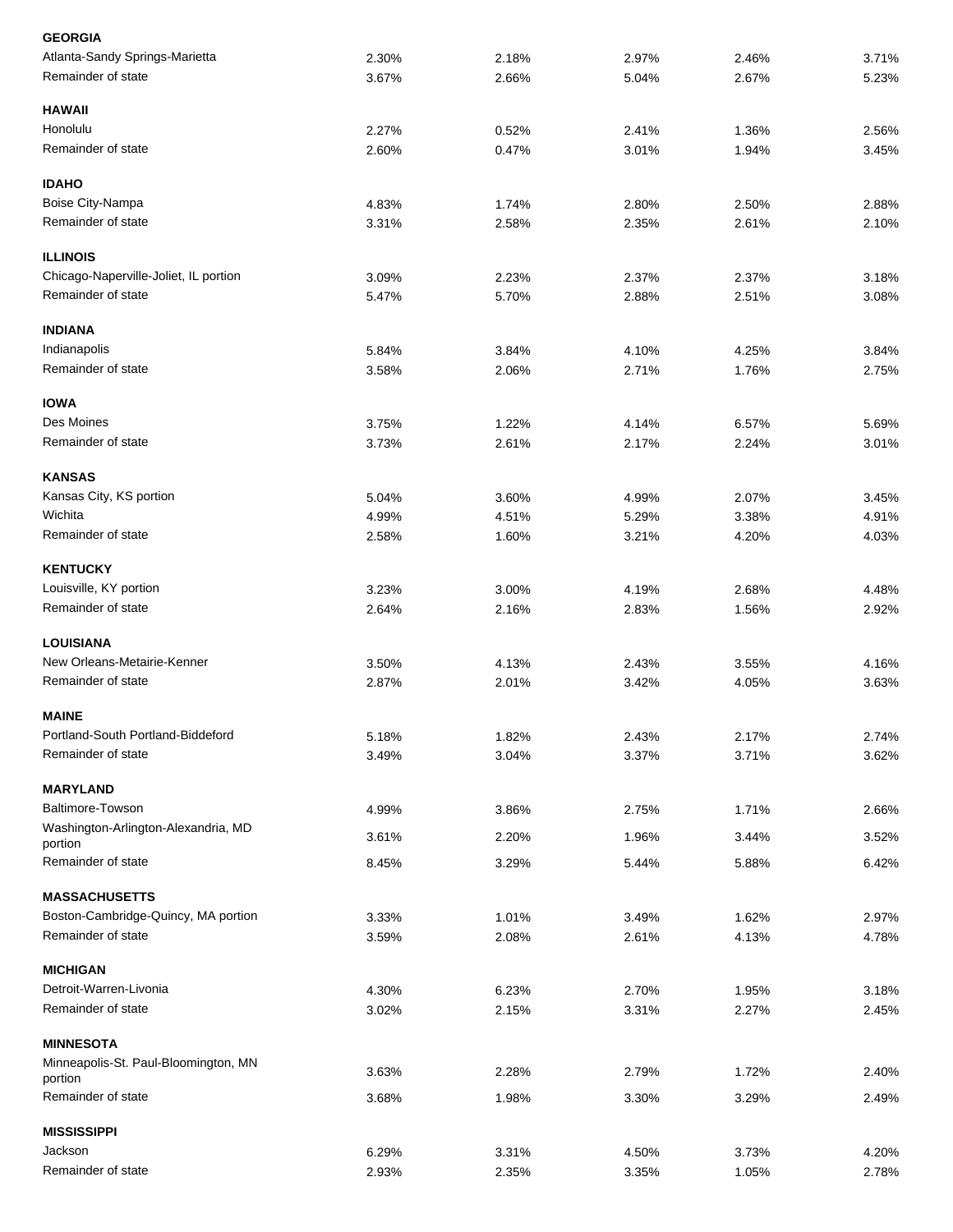| | | | | | |
|---|---|---|---|---|---|
| **GEORGIA** | | | | | |
| Atlanta-Sandy Springs-Marietta | 2.30% | 2.18% | 2.97% | 2.46% | 3.71% |
| Remainder of state | 3.67% | 2.66% | 5.04% | 2.67% | 5.23% |
| **HAWAII** | | | | | |
| Honolulu | 2.27% | 0.52% | 2.41% | 1.36% | 2.56% |
| Remainder of state | 2.60% | 0.47% | 3.01% | 1.94% | 3.45% |
| **IDAHO** | | | | | |
| Boise City-Nampa | 4.83% | 1.74% | 2.80% | 2.50% | 2.88% |
| Remainder of state | 3.31% | 2.58% | 2.35% | 2.61% | 2.10% |
| **ILLINOIS** | | | | | |
| Chicago-Naperville-Joliet, IL portion | 3.09% | 2.23% | 2.37% | 2.37% | 3.18% |
| Remainder of state | 5.47% | 5.70% | 2.88% | 2.51% | 3.08% |
| **INDIANA** | | | | | |
| Indianapolis | 5.84% | 3.84% | 4.10% | 4.25% | 3.84% |
| Remainder of state | 3.58% | 2.06% | 2.71% | 1.76% | 2.75% |
| **IOWA** | | | | | |
| Des Moines | 3.75% | 1.22% | 4.14% | 6.57% | 5.69% |
| Remainder of state | 3.73% | 2.61% | 2.17% | 2.24% | 3.01% |
| **KANSAS** | | | | | |
| Kansas City, KS portion | 5.04% | 3.60% | 4.99% | 2.07% | 3.45% |
| Wichita | 4.99% | 4.51% | 5.29% | 3.38% | 4.91% |
| Remainder of state | 2.58% | 1.60% | 3.21% | 4.20% | 4.03% |
| **KENTUCKY** | | | | | |
| Louisville, KY portion | 3.23% | 3.00% | 4.19% | 2.68% | 4.48% |
| Remainder of state | 2.64% | 2.16% | 2.83% | 1.56% | 2.92% |
| **LOUISIANA** | | | | | |
| New Orleans-Metairie-Kenner | 3.50% | 4.13% | 2.43% | 3.55% | 4.16% |
| Remainder of state | 2.87% | 2.01% | 3.42% | 4.05% | 3.63% |
| **MAINE** | | | | | |
| Portland-South Portland-Biddeford | 5.18% | 1.82% | 2.43% | 2.17% | 2.74% |
| Remainder of state | 3.49% | 3.04% | 3.37% | 3.71% | 3.62% |
| **MARYLAND** | | | | | |
| Baltimore-Towson | 4.99% | 3.86% | 2.75% | 1.71% | 2.66% |
| Washington-Arlington-Alexandria, MD portion | 3.61% | 2.20% | 1.96% | 3.44% | 3.52% |
| Remainder of state | 8.45% | 3.29% | 5.44% | 5.88% | 6.42% |
| **MASSACHUSETTS** | | | | | |
| Boston-Cambridge-Quincy, MA portion | 3.33% | 1.01% | 3.49% | 1.62% | 2.97% |
| Remainder of state | 3.59% | 2.08% | 2.61% | 4.13% | 4.78% |
| **MICHIGAN** | | | | | |
| Detroit-Warren-Livonia | 4.30% | 6.23% | 2.70% | 1.95% | 3.18% |
| Remainder of state | 3.02% | 2.15% | 3.31% | 2.27% | 2.45% |
| **MINNESOTA** | | | | | |
| Minneapolis-St. Paul-Bloomington, MN portion | 3.63% | 2.28% | 2.79% | 1.72% | 2.40% |
| Remainder of state | 3.68% | 1.98% | 3.30% | 3.29% | 2.49% |
| **MISSISSIPPI** | | | | | |
| Jackson | 6.29% | 3.31% | 4.50% | 3.73% | 4.20% |
| Remainder of state | 2.93% | 2.35% | 3.35% | 1.05% | 2.78% |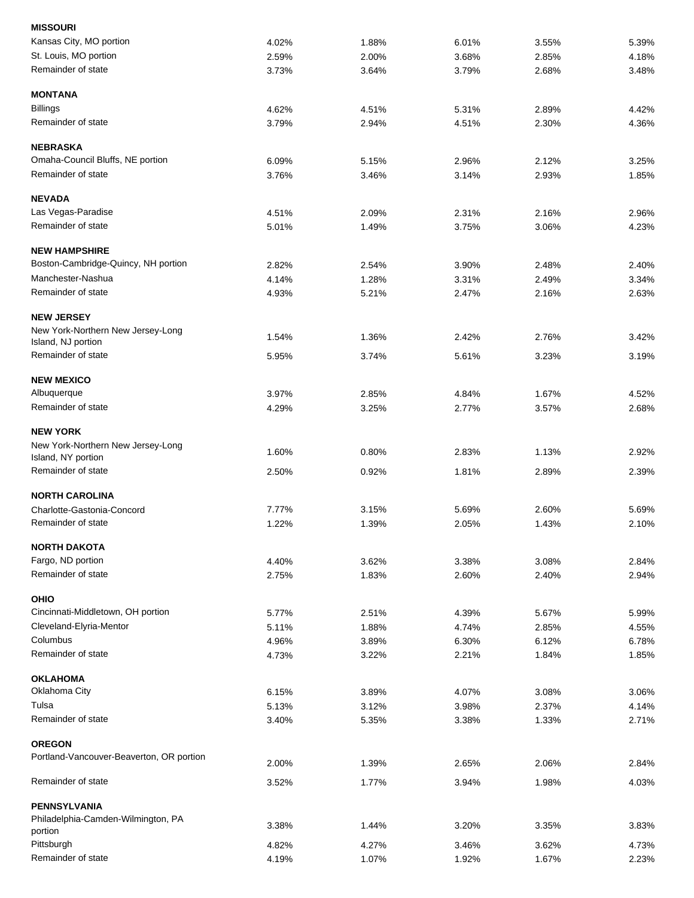| | | | | | |
|---|---|---|---|---|---|
| **MISSOURI** | | | | | |
| Kansas City, MO portion | 4.02% | 1.88% | 6.01% | 3.55% | 5.39% |
| St. Louis, MO portion | 2.59% | 2.00% | 3.68% | 2.85% | 4.18% |
| Remainder of state | 3.73% | 3.64% | 3.79% | 2.68% | 3.48% |
| **MONTANA** | | | | | |
| Billings | 4.62% | 4.51% | 5.31% | 2.89% | 4.42% |
| Remainder of state | 3.79% | 2.94% | 4.51% | 2.30% | 4.36% |
| **NEBRASKA** | | | | | |
| Omaha-Council Bluffs, NE portion | 6.09% | 5.15% | 2.96% | 2.12% | 3.25% |
| Remainder of state | 3.76% | 3.46% | 3.14% | 2.93% | 1.85% |
| **NEVADA** | | | | | |
| Las Vegas-Paradise | 4.51% | 2.09% | 2.31% | 2.16% | 2.96% |
| Remainder of state | 5.01% | 1.49% | 3.75% | 3.06% | 4.23% |
| **NEW HAMPSHIRE** | | | | | |
| Boston-Cambridge-Quincy, NH portion | 2.82% | 2.54% | 3.90% | 2.48% | 2.40% |
| Manchester-Nashua | 4.14% | 1.28% | 3.31% | 2.49% | 3.34% |
| Remainder of state | 4.93% | 5.21% | 2.47% | 2.16% | 2.63% |
| **NEW JERSEY** | | | | | |
| New York-Northern New Jersey-Long Island, NJ portion | 1.54% | 1.36% | 2.42% | 2.76% | 3.42% |
| Remainder of state | 5.95% | 3.74% | 5.61% | 3.23% | 3.19% |
| **NEW MEXICO** | | | | | |
| Albuquerque | 3.97% | 2.85% | 4.84% | 1.67% | 4.52% |
| Remainder of state | 4.29% | 3.25% | 2.77% | 3.57% | 2.68% |
| **NEW YORK** | | | | | |
| New York-Northern New Jersey-Long Island, NY portion | 1.60% | 0.80% | 2.83% | 1.13% | 2.92% |
| Remainder of state | 2.50% | 0.92% | 1.81% | 2.89% | 2.39% |
| **NORTH CAROLINA** | | | | | |
| Charlotte-Gastonia-Concord | 7.77% | 3.15% | 5.69% | 2.60% | 5.69% |
| Remainder of state | 1.22% | 1.39% | 2.05% | 1.43% | 2.10% |
| **NORTH DAKOTA** | | | | | |
| Fargo, ND portion | 4.40% | 3.62% | 3.38% | 3.08% | 2.84% |
| Remainder of state | 2.75% | 1.83% | 2.60% | 2.40% | 2.94% |
| **OHIO** | | | | | |
| Cincinnati-Middletown, OH portion | 5.77% | 2.51% | 4.39% | 5.67% | 5.99% |
| Cleveland-Elyria-Mentor | 5.11% | 1.88% | 4.74% | 2.85% | 4.55% |
| Columbus | 4.96% | 3.89% | 6.30% | 6.12% | 6.78% |
| Remainder of state | 4.73% | 3.22% | 2.21% | 1.84% | 1.85% |
| **OKLAHOMA** | | | | | |
| Oklahoma City | 6.15% | 3.89% | 4.07% | 3.08% | 3.06% |
| Tulsa | 5.13% | 3.12% | 3.98% | 2.37% | 4.14% |
| Remainder of state | 3.40% | 5.35% | 3.38% | 1.33% | 2.71% |
| **OREGON** | | | | | |
| Portland-Vancouver-Beaverton, OR portion | 2.00% | 1.39% | 2.65% | 2.06% | 2.84% |
| Remainder of state | 3.52% | 1.77% | 3.94% | 1.98% | 4.03% |
| **PENNSYLVANIA** | | | | | |
| Philadelphia-Camden-Wilmington, PA portion | 3.38% | 1.44% | 3.20% | 3.35% | 3.83% |
| Pittsburgh | 4.82% | 4.27% | 3.46% | 3.62% | 4.73% |
| Remainder of state | 4.19% | 1.07% | 1.92% | 1.67% | 2.23% |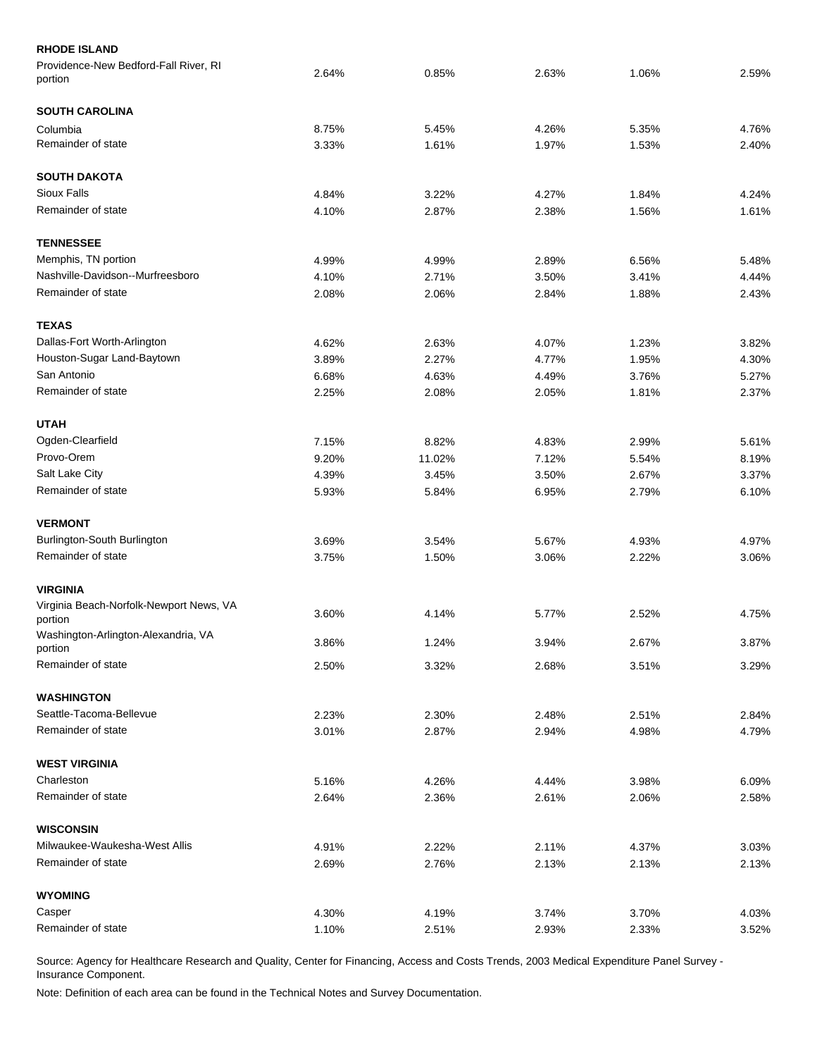| | | | | | |
|---|---|---|---|---|---|
| **RHODE ISLAND** | | | | | |
| Providence-New Bedford-Fall River, RI portion | 2.64% | 0.85% | 2.63% | 1.06% | 2.59% |
| **SOUTH CAROLINA** | | | | | |
| Columbia | 8.75% | 5.45% | 4.26% | 5.35% | 4.76% |
| Remainder of state | 3.33% | 1.61% | 1.97% | 1.53% | 2.40% |
| **SOUTH DAKOTA** | | | | | |
| Sioux Falls | 4.84% | 3.22% | 4.27% | 1.84% | 4.24% |
| Remainder of state | 4.10% | 2.87% | 2.38% | 1.56% | 1.61% |
| **TENNESSEE** | | | | | |
| Memphis, TN portion | 4.99% | 4.99% | 2.89% | 6.56% | 5.48% |
| Nashville-Davidson--Murfreesboro | 4.10% | 2.71% | 3.50% | 3.41% | 4.44% |
| Remainder of state | 2.08% | 2.06% | 2.84% | 1.88% | 2.43% |
| **TEXAS** | | | | | |
| Dallas-Fort Worth-Arlington | 4.62% | 2.63% | 4.07% | 1.23% | 3.82% |
| Houston-Sugar Land-Baytown | 3.89% | 2.27% | 4.77% | 1.95% | 4.30% |
| San Antonio | 6.68% | 4.63% | 4.49% | 3.76% | 5.27% |
| Remainder of state | 2.25% | 2.08% | 2.05% | 1.81% | 2.37% |
| **UTAH** | | | | | |
| Ogden-Clearfield | 7.15% | 8.82% | 4.83% | 2.99% | 5.61% |
| Provo-Orem | 9.20% | 11.02% | 7.12% | 5.54% | 8.19% |
| Salt Lake City | 4.39% | 3.45% | 3.50% | 2.67% | 3.37% |
| Remainder of state | 5.93% | 5.84% | 6.95% | 2.79% | 6.10% |
| **VERMONT** | | | | | |
| Burlington-South Burlington | 3.69% | 3.54% | 5.67% | 4.93% | 4.97% |
| Remainder of state | 3.75% | 1.50% | 3.06% | 2.22% | 3.06% |
| **VIRGINIA** | | | | | |
| Virginia Beach-Norfolk-Newport News, VA portion | 3.60% | 4.14% | 5.77% | 2.52% | 4.75% |
| Washington-Arlington-Alexandria, VA portion | 3.86% | 1.24% | 3.94% | 2.67% | 3.87% |
| Remainder of state | 2.50% | 3.32% | 2.68% | 3.51% | 3.29% |
| **WASHINGTON** | | | | | |
| Seattle-Tacoma-Bellevue | 2.23% | 2.30% | 2.48% | 2.51% | 2.84% |
| Remainder of state | 3.01% | 2.87% | 2.94% | 4.98% | 4.79% |
| **WEST VIRGINIA** | | | | | |
| Charleston | 5.16% | 4.26% | 4.44% | 3.98% | 6.09% |
| Remainder of state | 2.64% | 2.36% | 2.61% | 2.06% | 2.58% |
| **WISCONSIN** | | | | | |
| Milwaukee-Waukesha-West Allis | 4.91% | 2.22% | 2.11% | 4.37% | 3.03% |
| Remainder of state | 2.69% | 2.76% | 2.13% | 2.13% | 2.13% |
| **WYOMING** | | | | | |
| Casper | 4.30% | 4.19% | 3.74% | 3.70% | 4.03% |
| Remainder of state | 1.10% | 2.51% | 2.93% | 2.33% | 3.52% |

Source: Agency for Healthcare Research and Quality, Center for Financing, Access and Costs Trends, 2003 Medical Expenditure Panel Survey - Insurance Component.

Note: Definition of each area can be found in the Technical Notes and Survey Documentation.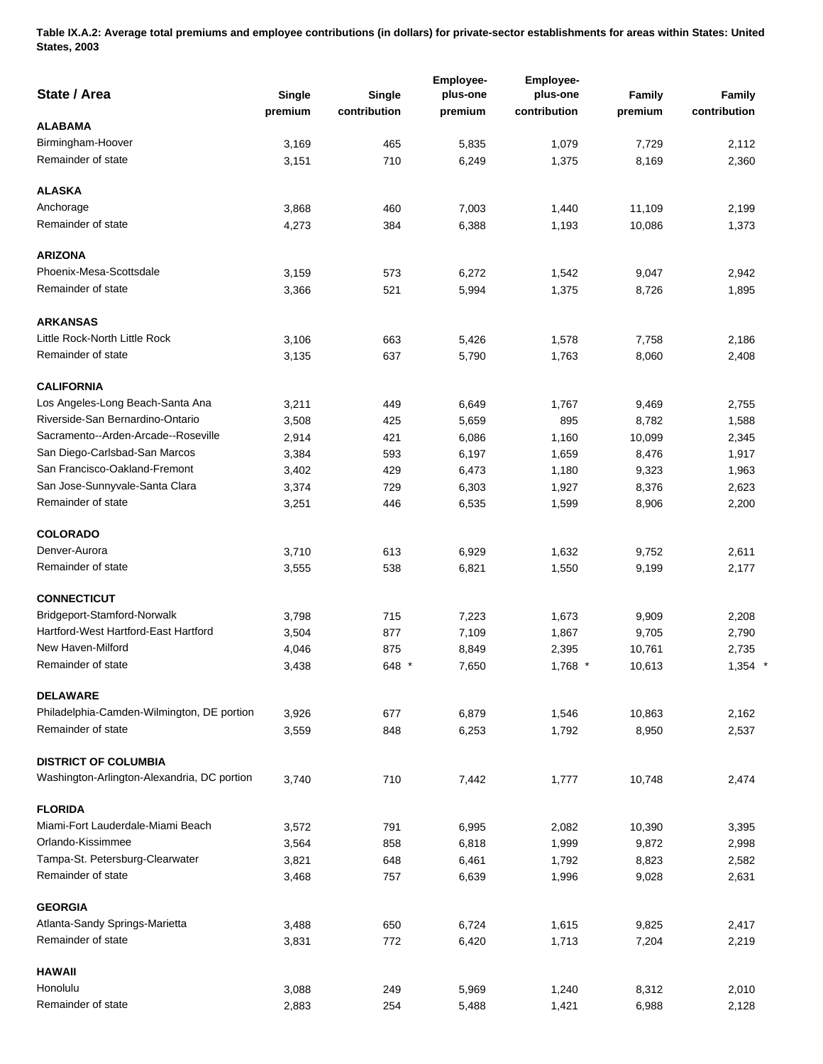**Table IX.A.2: Average total premiums and employee contributions (in dollars) for private-sector establishments for areas within States: United States, 2003**

| State / Area | Single premium | Single contribution | Employee-plus-one premium | Employee-plus-one contribution | Family premium | Family contribution |
|---|---|---|---|---|---|---|
| **ALABAMA** | | | | | | |
| Birmingham-Hoover | 3,169 | 465 | 5,835 | 1,079 | 7,729 | 2,112 |
| Remainder of state | 3,151 | 710 | 6,249 | 1,375 | 8,169 | 2,360 |
| **ALASKA** | | | | | | |
| Anchorage | 3,868 | 460 | 7,003 | 1,440 | 11,109 | 2,199 |
| Remainder of state | 4,273 | 384 | 6,388 | 1,193 | 10,086 | 1,373 |
| **ARIZONA** | | | | | | |
| Phoenix-Mesa-Scottsdale | 3,159 | 573 | 6,272 | 1,542 | 9,047 | 2,942 |
| Remainder of state | 3,366 | 521 | 5,994 | 1,375 | 8,726 | 1,895 |
| **ARKANSAS** | | | | | | |
| Little Rock-North Little Rock | 3,106 | 663 | 5,426 | 1,578 | 7,758 | 2,186 |
| Remainder of state | 3,135 | 637 | 5,790 | 1,763 | 8,060 | 2,408 |
| **CALIFORNIA** | | | | | | |
| Los Angeles-Long Beach-Santa Ana | 3,211 | 449 | 6,649 | 1,767 | 9,469 | 2,755 |
| Riverside-San Bernardino-Ontario | 3,508 | 425 | 5,659 | 895 | 8,782 | 1,588 |
| Sacramento--Arden-Arcade--Roseville | 2,914 | 421 | 6,086 | 1,160 | 10,099 | 2,345 |
| San Diego-Carlsbad-San Marcos | 3,384 | 593 | 6,197 | 1,659 | 8,476 | 1,917 |
| San Francisco-Oakland-Fremont | 3,402 | 429 | 6,473 | 1,180 | 9,323 | 1,963 |
| San Jose-Sunnyvale-Santa Clara | 3,374 | 729 | 6,303 | 1,927 | 8,376 | 2,623 |
| Remainder of state | 3,251 | 446 | 6,535 | 1,599 | 8,906 | 2,200 |
| **COLORADO** | | | | | | |
| Denver-Aurora | 3,710 | 613 | 6,929 | 1,632 | 9,752 | 2,611 |
| Remainder of state | 3,555 | 538 | 6,821 | 1,550 | 9,199 | 2,177 |
| **CONNECTICUT** | | | | | | |
| Bridgeport-Stamford-Norwalk | 3,798 | 715 | 7,223 | 1,673 | 9,909 | 2,208 |
| Hartford-West Hartford-East Hartford | 3,504 | 877 | 7,109 | 1,867 | 9,705 | 2,790 |
| New Haven-Milford | 4,046 | 875 | 8,849 | 2,395 | 10,761 | 2,735 |
| Remainder of state | 3,438 | 648 * | 7,650 | 1,768 * | 10,613 | 1,354 * |
| **DELAWARE** | | | | | | |
| Philadelphia-Camden-Wilmington, DE portion | 3,926 | 677 | 6,879 | 1,546 | 10,863 | 2,162 |
| Remainder of state | 3,559 | 848 | 6,253 | 1,792 | 8,950 | 2,537 |
| **DISTRICT OF COLUMBIA** | | | | | | |
| Washington-Arlington-Alexandria, DC portion | 3,740 | 710 | 7,442 | 1,777 | 10,748 | 2,474 |
| **FLORIDA** | | | | | | |
| Miami-Fort Lauderdale-Miami Beach | 3,572 | 791 | 6,995 | 2,082 | 10,390 | 3,395 |
| Orlando-Kissimmee | 3,564 | 858 | 6,818 | 1,999 | 9,872 | 2,998 |
| Tampa-St. Petersburg-Clearwater | 3,821 | 648 | 6,461 | 1,792 | 8,823 | 2,582 |
| Remainder of state | 3,468 | 757 | 6,639 | 1,996 | 9,028 | 2,631 |
| **GEORGIA** | | | | | | |
| Atlanta-Sandy Springs-Marietta | 3,488 | 650 | 6,724 | 1,615 | 9,825 | 2,417 |
| Remainder of state | 3,831 | 772 | 6,420 | 1,713 | 7,204 | 2,219 |
| **HAWAII** | | | | | | |
| Honolulu | 3,088 | 249 | 5,969 | 1,240 | 8,312 | 2,010 |
| Remainder of state | 2,883 | 254 | 5,488 | 1,421 | 6,988 | 2,128 |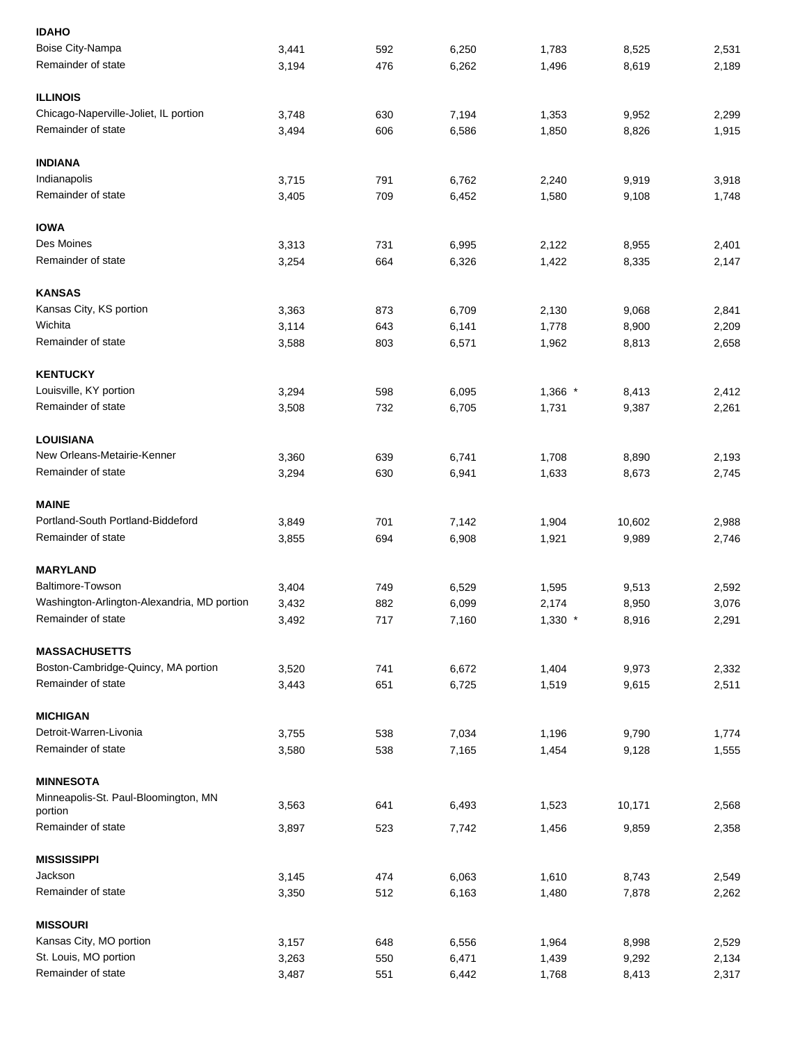| | | | | | | |
|---|---|---|---|---|---|---|
| **IDAHO** | | | | | | |
| Boise City-Nampa | 3,441 | 592 | 6,250 | 1,783 | 8,525 | 2,531 |
| Remainder of state | 3,194 | 476 | 6,262 | 1,496 | 8,619 | 2,189 |
| **ILLINOIS** | | | | | | |
| Chicago-Naperville-Joliet, IL portion | 3,748 | 630 | 7,194 | 1,353 | 9,952 | 2,299 |
| Remainder of state | 3,494 | 606 | 6,586 | 1,850 | 8,826 | 1,915 |
| **INDIANA** | | | | | | |
| Indianapolis | 3,715 | 791 | 6,762 | 2,240 | 9,919 | 3,918 |
| Remainder of state | 3,405 | 709 | 6,452 | 1,580 | 9,108 | 1,748 |
| **IOWA** | | | | | | |
| Des Moines | 3,313 | 731 | 6,995 | 2,122 | 8,955 | 2,401 |
| Remainder of state | 3,254 | 664 | 6,326 | 1,422 | 8,335 | 2,147 |
| **KANSAS** | | | | | | |
| Kansas City, KS portion | 3,363 | 873 | 6,709 | 2,130 | 9,068 | 2,841 |
| Wichita | 3,114 | 643 | 6,141 | 1,778 | 8,900 | 2,209 |
| Remainder of state | 3,588 | 803 | 6,571 | 1,962 | 8,813 | 2,658 |
| **KENTUCKY** | | | | | | |
| Louisville, KY portion | 3,294 | 598 | 6,095 | 1,366 * | 8,413 | 2,412 |
| Remainder of state | 3,508 | 732 | 6,705 | 1,731 | 9,387 | 2,261 |
| **LOUISIANA** | | | | | | |
| New Orleans-Metairie-Kenner | 3,360 | 639 | 6,741 | 1,708 | 8,890 | 2,193 |
| Remainder of state | 3,294 | 630 | 6,941 | 1,633 | 8,673 | 2,745 |
| **MAINE** | | | | | | |
| Portland-South Portland-Biddeford | 3,849 | 701 | 7,142 | 1,904 | 10,602 | 2,988 |
| Remainder of state | 3,855 | 694 | 6,908 | 1,921 | 9,989 | 2,746 |
| **MARYLAND** | | | | | | |
| Baltimore-Towson | 3,404 | 749 | 6,529 | 1,595 | 9,513 | 2,592 |
| Washington-Arlington-Alexandria, MD portion | 3,432 | 882 | 6,099 | 2,174 | 8,950 | 3,076 |
| Remainder of state | 3,492 | 717 | 7,160 | 1,330 * | 8,916 | 2,291 |
| **MASSACHUSETTS** | | | | | | |
| Boston-Cambridge-Quincy, MA portion | 3,520 | 741 | 6,672 | 1,404 | 9,973 | 2,332 |
| Remainder of state | 3,443 | 651 | 6,725 | 1,519 | 9,615 | 2,511 |
| **MICHIGAN** | | | | | | |
| Detroit-Warren-Livonia | 3,755 | 538 | 7,034 | 1,196 | 9,790 | 1,774 |
| Remainder of state | 3,580 | 538 | 7,165 | 1,454 | 9,128 | 1,555 |
| **MINNESOTA** | | | | | | |
| Minneapolis-St. Paul-Bloomington, MN portion | 3,563 | 641 | 6,493 | 1,523 | 10,171 | 2,568 |
| Remainder of state | 3,897 | 523 | 7,742 | 1,456 | 9,859 | 2,358 |
| **MISSISSIPPI** | | | | | | |
| Jackson | 3,145 | 474 | 6,063 | 1,610 | 8,743 | 2,549 |
| Remainder of state | 3,350 | 512 | 6,163 | 1,480 | 7,878 | 2,262 |
| **MISSOURI** | | | | | | |
| Kansas City, MO portion | 3,157 | 648 | 6,556 | 1,964 | 8,998 | 2,529 |
| St. Louis, MO portion | 3,263 | 550 | 6,471 | 1,439 | 9,292 | 2,134 |
| Remainder of state | 3,487 | 551 | 6,442 | 1,768 | 8,413 | 2,317 |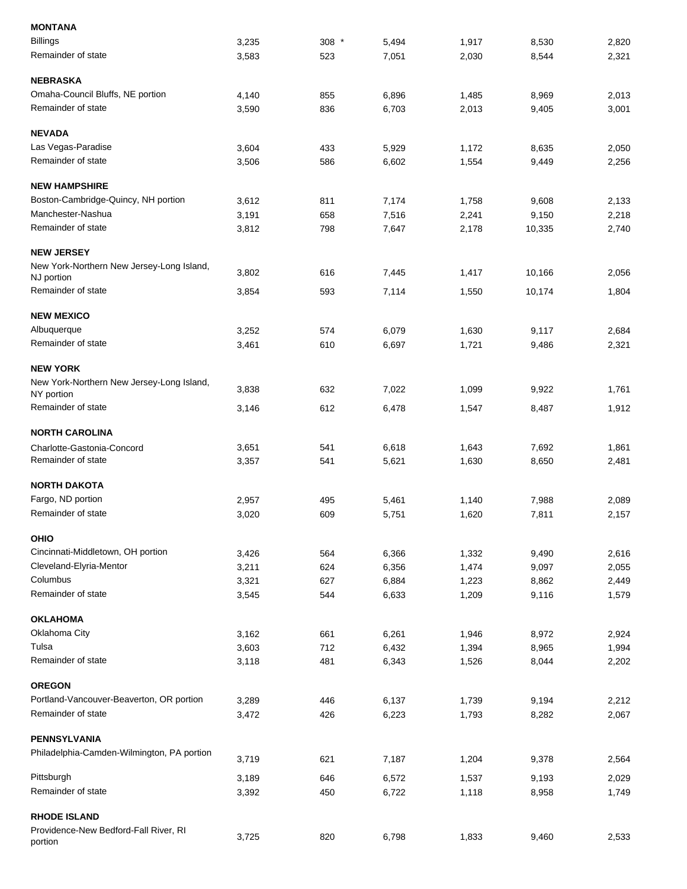| | | | | | | |
|---|---|---|---|---|---|---|
| **MONTANA** | | | | | | |
| Billings | 3,235 | 308 * | 5,494 | 1,917 | 8,530 | 2,820 |
| Remainder of state | 3,583 | 523 | 7,051 | 2,030 | 8,544 | 2,321 |
| **NEBRASKA** | | | | | | |
| Omaha-Council Bluffs, NE portion | 4,140 | 855 | 6,896 | 1,485 | 8,969 | 2,013 |
| Remainder of state | 3,590 | 836 | 6,703 | 2,013 | 9,405 | 3,001 |
| **NEVADA** | | | | | | |
| Las Vegas-Paradise | 3,604 | 433 | 5,929 | 1,172 | 8,635 | 2,050 |
| Remainder of state | 3,506 | 586 | 6,602 | 1,554 | 9,449 | 2,256 |
| **NEW HAMPSHIRE** | | | | | | |
| Boston-Cambridge-Quincy, NH portion | 3,612 | 811 | 7,174 | 1,758 | 9,608 | 2,133 |
| Manchester-Nashua | 3,191 | 658 | 7,516 | 2,241 | 9,150 | 2,218 |
| Remainder of state | 3,812 | 798 | 7,647 | 2,178 | 10,335 | 2,740 |
| **NEW JERSEY** | | | | | | |
| New York-Northern New Jersey-Long Island, NJ portion | 3,802 | 616 | 7,445 | 1,417 | 10,166 | 2,056 |
| Remainder of state | 3,854 | 593 | 7,114 | 1,550 | 10,174 | 1,804 |
| **NEW MEXICO** | | | | | | |
| Albuquerque | 3,252 | 574 | 6,079 | 1,630 | 9,117 | 2,684 |
| Remainder of state | 3,461 | 610 | 6,697 | 1,721 | 9,486 | 2,321 |
| **NEW YORK** | | | | | | |
| New York-Northern New Jersey-Long Island, NY portion | 3,838 | 632 | 7,022 | 1,099 | 9,922 | 1,761 |
| Remainder of state | 3,146 | 612 | 6,478 | 1,547 | 8,487 | 1,912 |
| **NORTH CAROLINA** | | | | | | |
| Charlotte-Gastonia-Concord | 3,651 | 541 | 6,618 | 1,643 | 7,692 | 1,861 |
| Remainder of state | 3,357 | 541 | 5,621 | 1,630 | 8,650 | 2,481 |
| **NORTH DAKOTA** | | | | | | |
| Fargo, ND portion | 2,957 | 495 | 5,461 | 1,140 | 7,988 | 2,089 |
| Remainder of state | 3,020 | 609 | 5,751 | 1,620 | 7,811 | 2,157 |
| **OHIO** | | | | | | |
| Cincinnati-Middletown, OH portion | 3,426 | 564 | 6,366 | 1,332 | 9,490 | 2,616 |
| Cleveland-Elyria-Mentor | 3,211 | 624 | 6,356 | 1,474 | 9,097 | 2,055 |
| Columbus | 3,321 | 627 | 6,884 | 1,223 | 8,862 | 2,449 |
| Remainder of state | 3,545 | 544 | 6,633 | 1,209 | 9,116 | 1,579 |
| **OKLAHOMA** | | | | | | |
| Oklahoma City | 3,162 | 661 | 6,261 | 1,946 | 8,972 | 2,924 |
| Tulsa | 3,603 | 712 | 6,432 | 1,394 | 8,965 | 1,994 |
| Remainder of state | 3,118 | 481 | 6,343 | 1,526 | 8,044 | 2,202 |
| **OREGON** | | | | | | |
| Portland-Vancouver-Beaverton, OR portion | 3,289 | 446 | 6,137 | 1,739 | 9,194 | 2,212 |
| Remainder of state | 3,472 | 426 | 6,223 | 1,793 | 8,282 | 2,067 |
| **PENNSYLVANIA** | | | | | | |
| Philadelphia-Camden-Wilmington, PA portion | 3,719 | 621 | 7,187 | 1,204 | 9,378 | 2,564 |
| Pittsburgh | 3,189 | 646 | 6,572 | 1,537 | 9,193 | 2,029 |
| Remainder of state | 3,392 | 450 | 6,722 | 1,118 | 8,958 | 1,749 |
| **RHODE ISLAND** | | | | | | |
| Providence-New Bedford-Fall River, RI portion | 3,725 | 820 | 6,798 | 1,833 | 9,460 | 2,533 |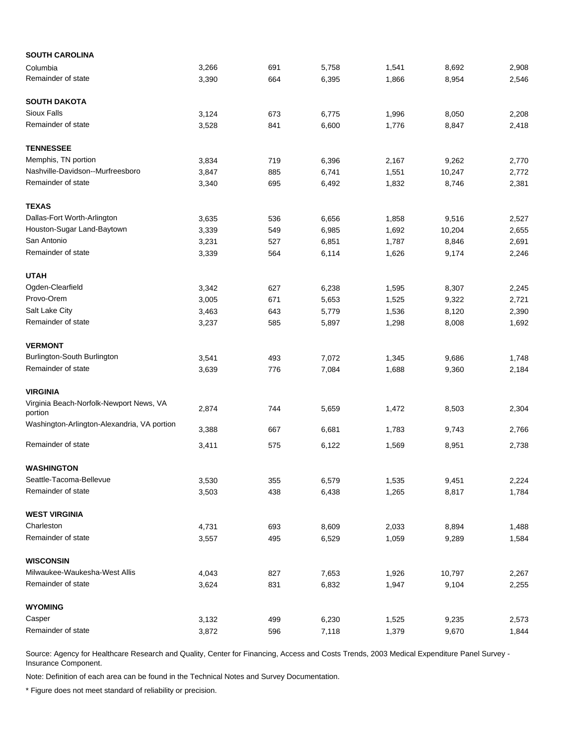| | | | | | | |
|---|---|---|---|---|---|---|
| **SOUTH CAROLINA** | | | | | | |
| Columbia | 3,266 | 691 | 5,758 | 1,541 | 8,692 | 2,908 |
| Remainder of state | 3,390 | 664 | 6,395 | 1,866 | 8,954 | 2,546 |
| **SOUTH DAKOTA** | | | | | | |
| Sioux Falls | 3,124 | 673 | 6,775 | 1,996 | 8,050 | 2,208 |
| Remainder of state | 3,528 | 841 | 6,600 | 1,776 | 8,847 | 2,418 |
| **TENNESSEE** | | | | | | |
| Memphis, TN portion | 3,834 | 719 | 6,396 | 2,167 | 9,262 | 2,770 |
| Nashville-Davidson--Murfreesboro | 3,847 | 885 | 6,741 | 1,551 | 10,247 | 2,772 |
| Remainder of state | 3,340 | 695 | 6,492 | 1,832 | 8,746 | 2,381 |
| **TEXAS** | | | | | | |
| Dallas-Fort Worth-Arlington | 3,635 | 536 | 6,656 | 1,858 | 9,516 | 2,527 |
| Houston-Sugar Land-Baytown | 3,339 | 549 | 6,985 | 1,692 | 10,204 | 2,655 |
| San Antonio | 3,231 | 527 | 6,851 | 1,787 | 8,846 | 2,691 |
| Remainder of state | 3,339 | 564 | 6,114 | 1,626 | 9,174 | 2,246 |
| **UTAH** | | | | | | |
| Ogden-Clearfield | 3,342 | 627 | 6,238 | 1,595 | 8,307 | 2,245 |
| Provo-Orem | 3,005 | 671 | 5,653 | 1,525 | 9,322 | 2,721 |
| Salt Lake City | 3,463 | 643 | 5,779 | 1,536 | 8,120 | 2,390 |
| Remainder of state | 3,237 | 585 | 5,897 | 1,298 | 8,008 | 1,692 |
| **VERMONT** | | | | | | |
| Burlington-South Burlington | 3,541 | 493 | 7,072 | 1,345 | 9,686 | 1,748 |
| Remainder of state | 3,639 | 776 | 7,084 | 1,688 | 9,360 | 2,184 |
| **VIRGINIA** | | | | | | |
| Virginia Beach-Norfolk-Newport News, VA portion | 2,874 | 744 | 5,659 | 1,472 | 8,503 | 2,304 |
| Washington-Arlington-Alexandria, VA portion | 3,388 | 667 | 6,681 | 1,783 | 9,743 | 2,766 |
| Remainder of state | 3,411 | 575 | 6,122 | 1,569 | 8,951 | 2,738 |
| **WASHINGTON** | | | | | | |
| Seattle-Tacoma-Bellevue | 3,530 | 355 | 6,579 | 1,535 | 9,451 | 2,224 |
| Remainder of state | 3,503 | 438 | 6,438 | 1,265 | 8,817 | 1,784 |
| **WEST VIRGINIA** | | | | | | |
| Charleston | 4,731 | 693 | 8,609 | 2,033 | 8,894 | 1,488 |
| Remainder of state | 3,557 | 495 | 6,529 | 1,059 | 9,289 | 1,584 |
| **WISCONSIN** | | | | | | |
| Milwaukee-Waukesha-West Allis | 4,043 | 827 | 7,653 | 1,926 | 10,797 | 2,267 |
| Remainder of state | 3,624 | 831 | 6,832 | 1,947 | 9,104 | 2,255 |
| **WYOMING** | | | | | | |
| Casper | 3,132 | 499 | 6,230 | 1,525 | 9,235 | 2,573 |
| Remainder of state | 3,872 | 596 | 7,118 | 1,379 | 9,670 | 1,844 |

Source: Agency for Healthcare Research and Quality, Center for Financing, Access and Costs Trends, 2003 Medical Expenditure Panel Survey - Insurance Component.

Note: Definition of each area can be found in the Technical Notes and Survey Documentation.

* Figure does not meet standard of reliability or precision.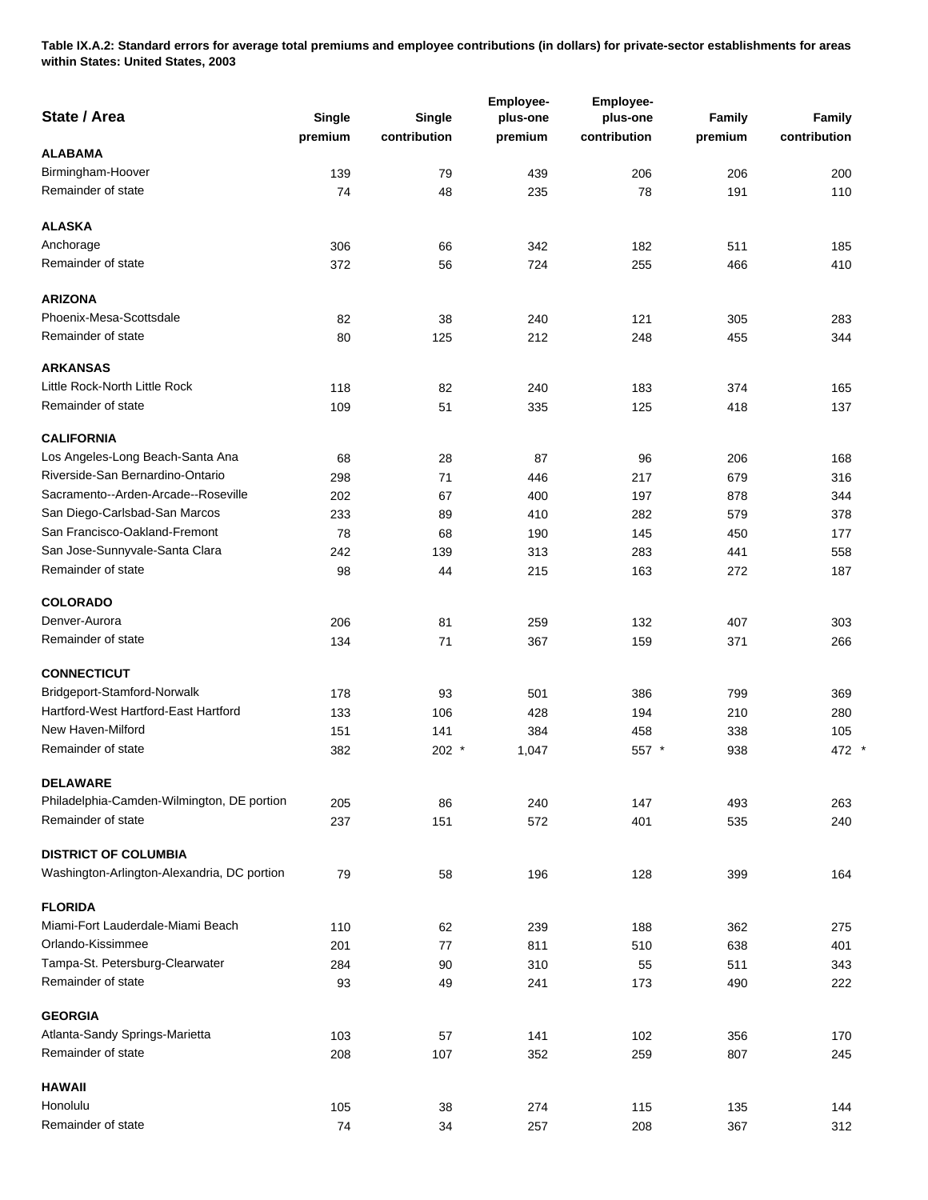**Table IX.A.2: Standard errors for average total premiums and employee contributions (in dollars) for private-sector establishments for areas within States: United States, 2003**

| State / Area | Single premium | Single contribution | Employee-plus-one premium | Employee-plus-one contribution | Family premium | Family contribution |
|---|---|---|---|---|---|---|
| **ALABAMA** | | | | | | |
| Birmingham-Hoover | 139 | 79 | 439 | 206 | 206 | 200 |
| Remainder of state | 74 | 48 | 235 | 78 | 191 | 110 |
| **ALASKA** | | | | | | |
| Anchorage | 306 | 66 | 342 | 182 | 511 | 185 |
| Remainder of state | 372 | 56 | 724 | 255 | 466 | 410 |
| **ARIZONA** | | | | | | |
| Phoenix-Mesa-Scottsdale | 82 | 38 | 240 | 121 | 305 | 283 |
| Remainder of state | 80 | 125 | 212 | 248 | 455 | 344 |
| **ARKANSAS** | | | | | | |
| Little Rock-North Little Rock | 118 | 82 | 240 | 183 | 374 | 165 |
| Remainder of state | 109 | 51 | 335 | 125 | 418 | 137 |
| **CALIFORNIA** | | | | | | |
| Los Angeles-Long Beach-Santa Ana | 68 | 28 | 87 | 96 | 206 | 168 |
| Riverside-San Bernardino-Ontario | 298 | 71 | 446 | 217 | 679 | 316 |
| Sacramento--Arden-Arcade--Roseville | 202 | 67 | 400 | 197 | 878 | 344 |
| San Diego-Carlsbad-San Marcos | 233 | 89 | 410 | 282 | 579 | 378 |
| San Francisco-Oakland-Fremont | 78 | 68 | 190 | 145 | 450 | 177 |
| San Jose-Sunnyvale-Santa Clara | 242 | 139 | 313 | 283 | 441 | 558 |
| Remainder of state | 98 | 44 | 215 | 163 | 272 | 187 |
| **COLORADO** | | | | | | |
| Denver-Aurora | 206 | 81 | 259 | 132 | 407 | 303 |
| Remainder of state | 134 | 71 | 367 | 159 | 371 | 266 |
| **CONNECTICUT** | | | | | | |
| Bridgeport-Stamford-Norwalk | 178 | 93 | 501 | 386 | 799 | 369 |
| Hartford-West Hartford-East Hartford | 133 | 106 | 428 | 194 | 210 | 280 |
| New Haven-Milford | 151 | 141 | 384 | 458 | 338 | 105 |
| Remainder of state | 382 | 202 * | 1,047 | 557 * | 938 | 472 * |
| **DELAWARE** | | | | | | |
| Philadelphia-Camden-Wilmington, DE portion | 205 | 86 | 240 | 147 | 493 | 263 |
| Remainder of state | 237 | 151 | 572 | 401 | 535 | 240 |
| **DISTRICT OF COLUMBIA** | | | | | | |
| Washington-Arlington-Alexandria, DC portion | 79 | 58 | 196 | 128 | 399 | 164 |
| **FLORIDA** | | | | | | |
| Miami-Fort Lauderdale-Miami Beach | 110 | 62 | 239 | 188 | 362 | 275 |
| Orlando-Kissimmee | 201 | 77 | 811 | 510 | 638 | 401 |
| Tampa-St. Petersburg-Clearwater | 284 | 90 | 310 | 55 | 511 | 343 |
| Remainder of state | 93 | 49 | 241 | 173 | 490 | 222 |
| **GEORGIA** | | | | | | |
| Atlanta-Sandy Springs-Marietta | 103 | 57 | 141 | 102 | 356 | 170 |
| Remainder of state | 208 | 107 | 352 | 259 | 807 | 245 |
| **HAWAII** | | | | | | |
| Honolulu | 105 | 38 | 274 | 115 | 135 | 144 |
| Remainder of state | 74 | 34 | 257 | 208 | 367 | 312 |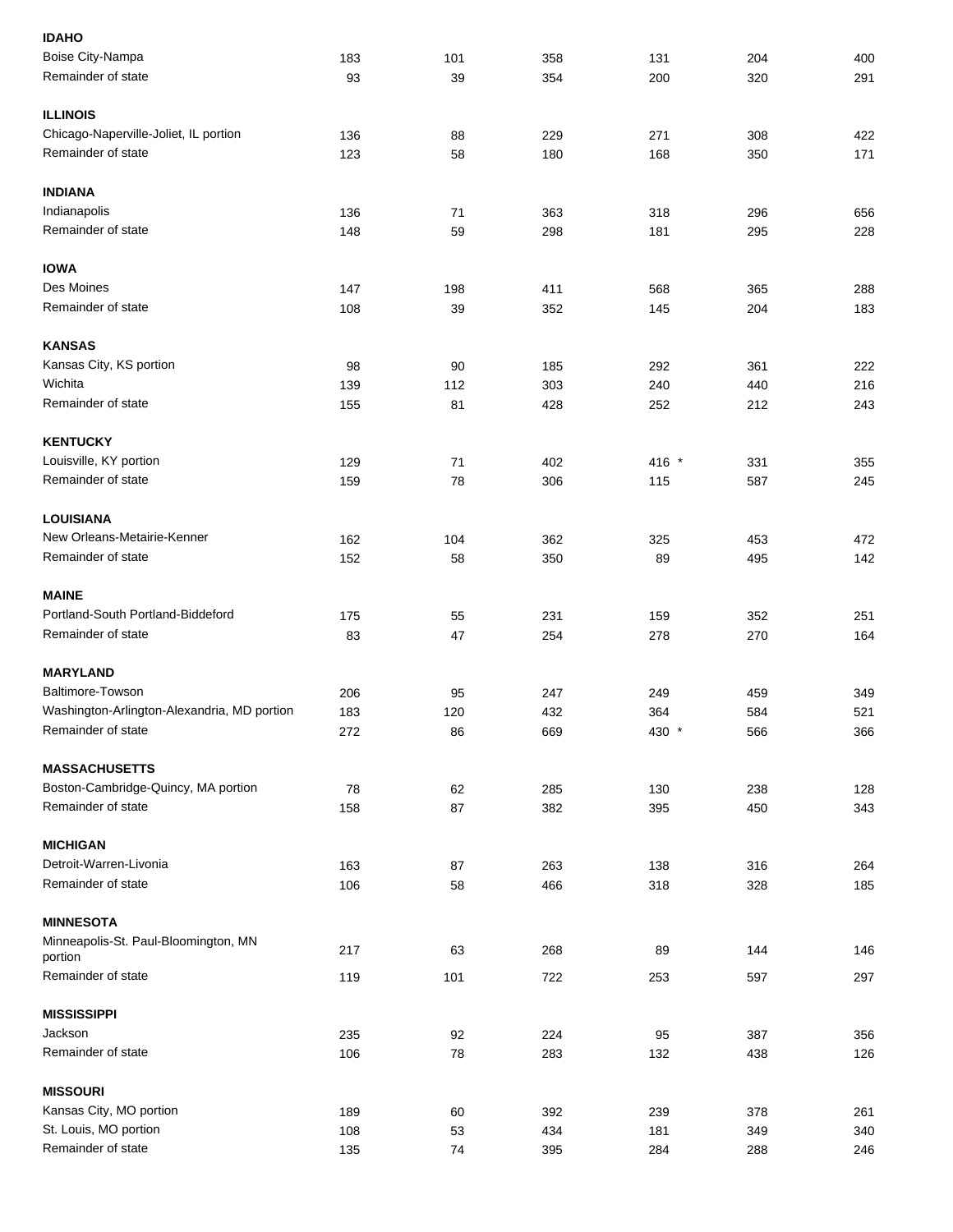| | | | | | | |
|---|---|---|---|---|---|---|
| **IDAHO** | | | | | | |
| Boise City-Nampa | 183 | 101 | 358 | 131 | 204 | 400 |
| Remainder of state | 93 | 39 | 354 | 200 | 320 | 291 |
| **ILLINOIS** | | | | | | |
| Chicago-Naperville-Joliet, IL portion | 136 | 88 | 229 | 271 | 308 | 422 |
| Remainder of state | 123 | 58 | 180 | 168 | 350 | 171 |
| **INDIANA** | | | | | | |
| Indianapolis | 136 | 71 | 363 | 318 | 296 | 656 |
| Remainder of state | 148 | 59 | 298 | 181 | 295 | 228 |
| **IOWA** | | | | | | |
| Des Moines | 147 | 198 | 411 | 568 | 365 | 288 |
| Remainder of state | 108 | 39 | 352 | 145 | 204 | 183 |
| **KANSAS** | | | | | | |
| Kansas City, KS portion | 98 | 90 | 185 | 292 | 361 | 222 |
| Wichita | 139 | 112 | 303 | 240 | 440 | 216 |
| Remainder of state | 155 | 81 | 428 | 252 | 212 | 243 |
| **KENTUCKY** | | | | | | |
| Louisville, KY portion | 129 | 71 | 402 | 416 * | 331 | 355 |
| Remainder of state | 159 | 78 | 306 | 115 | 587 | 245 |
| **LOUISIANA** | | | | | | |
| New Orleans-Metairie-Kenner | 162 | 104 | 362 | 325 | 453 | 472 |
| Remainder of state | 152 | 58 | 350 | 89 | 495 | 142 |
| **MAINE** | | | | | | |
| Portland-South Portland-Biddeford | 175 | 55 | 231 | 159 | 352 | 251 |
| Remainder of state | 83 | 47 | 254 | 278 | 270 | 164 |
| **MARYLAND** | | | | | | |
| Baltimore-Towson | 206 | 95 | 247 | 249 | 459 | 349 |
| Washington-Arlington-Alexandria, MD portion | 183 | 120 | 432 | 364 | 584 | 521 |
| Remainder of state | 272 | 86 | 669 | 430 * | 566 | 366 |
| **MASSACHUSETTS** | | | | | | |
| Boston-Cambridge-Quincy, MA portion | 78 | 62 | 285 | 130 | 238 | 128 |
| Remainder of state | 158 | 87 | 382 | 395 | 450 | 343 |
| **MICHIGAN** | | | | | | |
| Detroit-Warren-Livonia | 163 | 87 | 263 | 138 | 316 | 264 |
| Remainder of state | 106 | 58 | 466 | 318 | 328 | 185 |
| **MINNESOTA** | | | | | | |
| Minneapolis-St. Paul-Bloomington, MN portion | 217 | 63 | 268 | 89 | 144 | 146 |
| Remainder of state | 119 | 101 | 722 | 253 | 597 | 297 |
| **MISSISSIPPI** | | | | | | |
| Jackson | 235 | 92 | 224 | 95 | 387 | 356 |
| Remainder of state | 106 | 78 | 283 | 132 | 438 | 126 |
| **MISSOURI** | | | | | | |
| Kansas City, MO portion | 189 | 60 | 392 | 239 | 378 | 261 |
| St. Louis, MO portion | 108 | 53 | 434 | 181 | 349 | 340 |
| Remainder of state | 135 | 74 | 395 | 284 | 288 | 246 |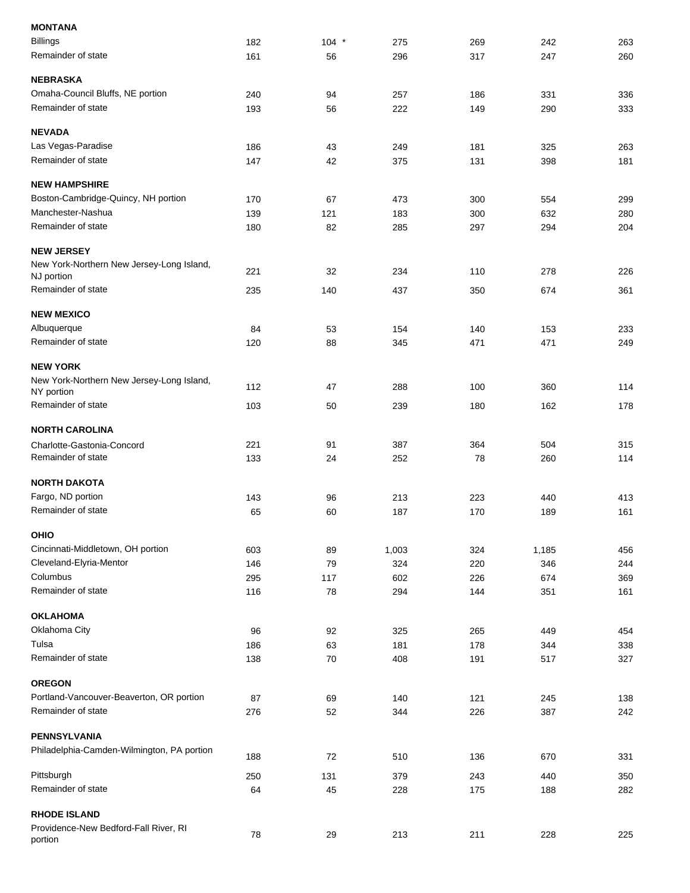| | | | | | | |
|---|---|---|---|---|---|---|
| **MONTANA** | | | | | | |
| Billings | 182 | 104 * | 275 | 269 | 242 | 263 |
| Remainder of state | 161 | 56 | 296 | 317 | 247 | 260 |
| **NEBRASKA** | | | | | | |
| Omaha-Council Bluffs, NE portion | 240 | 94 | 257 | 186 | 331 | 336 |
| Remainder of state | 193 | 56 | 222 | 149 | 290 | 333 |
| **NEVADA** | | | | | | |
| Las Vegas-Paradise | 186 | 43 | 249 | 181 | 325 | 263 |
| Remainder of state | 147 | 42 | 375 | 131 | 398 | 181 |
| **NEW HAMPSHIRE** | | | | | | |
| Boston-Cambridge-Quincy, NH portion | 170 | 67 | 473 | 300 | 554 | 299 |
| Manchester-Nashua | 139 | 121 | 183 | 300 | 632 | 280 |
| Remainder of state | 180 | 82 | 285 | 297 | 294 | 204 |
| **NEW JERSEY** | | | | | | |
| New York-Northern New Jersey-Long Island, NJ portion | 221 | 32 | 234 | 110 | 278 | 226 |
| Remainder of state | 235 | 140 | 437 | 350 | 674 | 361 |
| **NEW MEXICO** | | | | | | |
| Albuquerque | 84 | 53 | 154 | 140 | 153 | 233 |
| Remainder of state | 120 | 88 | 345 | 471 | 471 | 249 |
| **NEW YORK** | | | | | | |
| New York-Northern New Jersey-Long Island, NY portion | 112 | 47 | 288 | 100 | 360 | 114 |
| Remainder of state | 103 | 50 | 239 | 180 | 162 | 178 |
| **NORTH CAROLINA** | | | | | | |
| Charlotte-Gastonia-Concord | 221 | 91 | 387 | 364 | 504 | 315 |
| Remainder of state | 133 | 24 | 252 | 78 | 260 | 114 |
| **NORTH DAKOTA** | | | | | | |
| Fargo, ND portion | 143 | 96 | 213 | 223 | 440 | 413 |
| Remainder of state | 65 | 60 | 187 | 170 | 189 | 161 |
| **OHIO** | | | | | | |
| Cincinnati-Middletown, OH portion | 603 | 89 | 1,003 | 324 | 1,185 | 456 |
| Cleveland-Elyria-Mentor | 146 | 79 | 324 | 220 | 346 | 244 |
| Columbus | 295 | 117 | 602 | 226 | 674 | 369 |
| Remainder of state | 116 | 78 | 294 | 144 | 351 | 161 |
| **OKLAHOMA** | | | | | | |
| Oklahoma City | 96 | 92 | 325 | 265 | 449 | 454 |
| Tulsa | 186 | 63 | 181 | 178 | 344 | 338 |
| Remainder of state | 138 | 70 | 408 | 191 | 517 | 327 |
| **OREGON** | | | | | | |
| Portland-Vancouver-Beaverton, OR portion | 87 | 69 | 140 | 121 | 245 | 138 |
| Remainder of state | 276 | 52 | 344 | 226 | 387 | 242 |
| **PENNSYLVANIA** | | | | | | |
| Philadelphia-Camden-Wilmington, PA portion | 188 | 72 | 510 | 136 | 670 | 331 |
| Pittsburgh | 250 | 131 | 379 | 243 | 440 | 350 |
| Remainder of state | 64 | 45 | 228 | 175 | 188 | 282 |
| **RHODE ISLAND** | | | | | | |
| Providence-New Bedford-Fall River, RI portion | 78 | 29 | 213 | 211 | 228 | 225 |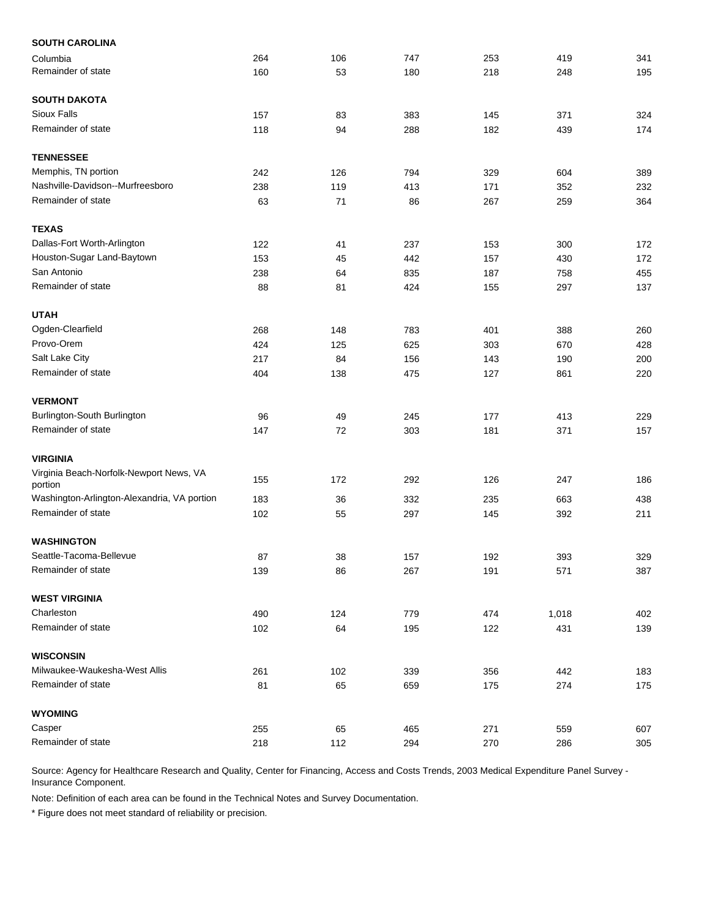| | | | | | | |
|---|---|---|---|---|---|---|
| **SOUTH CAROLINA** | | | | | | |
| Columbia | 264 | 106 | 747 | 253 | 419 | 341 |
| Remainder of state | 160 | 53 | 180 | 218 | 248 | 195 |
| **SOUTH DAKOTA** | | | | | | |
| Sioux Falls | 157 | 83 | 383 | 145 | 371 | 324 |
| Remainder of state | 118 | 94 | 288 | 182 | 439 | 174 |
| **TENNESSEE** | | | | | | |
| Memphis, TN portion | 242 | 126 | 794 | 329 | 604 | 389 |
| Nashville-Davidson--Murfreesboro | 238 | 119 | 413 | 171 | 352 | 232 |
| Remainder of state | 63 | 71 | 86 | 267 | 259 | 364 |
| **TEXAS** | | | | | | |
| Dallas-Fort Worth-Arlington | 122 | 41 | 237 | 153 | 300 | 172 |
| Houston-Sugar Land-Baytown | 153 | 45 | 442 | 157 | 430 | 172 |
| San Antonio | 238 | 64 | 835 | 187 | 758 | 455 |
| Remainder of state | 88 | 81 | 424 | 155 | 297 | 137 |
| **UTAH** | | | | | | |
| Ogden-Clearfield | 268 | 148 | 783 | 401 | 388 | 260 |
| Provo-Orem | 424 | 125 | 625 | 303 | 670 | 428 |
| Salt Lake City | 217 | 84 | 156 | 143 | 190 | 200 |
| Remainder of state | 404 | 138 | 475 | 127 | 861 | 220 |
| **VERMONT** | | | | | | |
| Burlington-South Burlington | 96 | 49 | 245 | 177 | 413 | 229 |
| Remainder of state | 147 | 72 | 303 | 181 | 371 | 157 |
| **VIRGINIA** | | | | | | |
| Virginia Beach-Norfolk-Newport News, VA portion | 155 | 172 | 292 | 126 | 247 | 186 |
| Washington-Arlington-Alexandria, VA portion | 183 | 36 | 332 | 235 | 663 | 438 |
| Remainder of state | 102 | 55 | 297 | 145 | 392 | 211 |
| **WASHINGTON** | | | | | | |
| Seattle-Tacoma-Bellevue | 87 | 38 | 157 | 192 | 393 | 329 |
| Remainder of state | 139 | 86 | 267 | 191 | 571 | 387 |
| **WEST VIRGINIA** | | | | | | |
| Charleston | 490 | 124 | 779 | 474 | 1,018 | 402 |
| Remainder of state | 102 | 64 | 195 | 122 | 431 | 139 |
| **WISCONSIN** | | | | | | |
| Milwaukee-Waukesha-West Allis | 261 | 102 | 339 | 356 | 442 | 183 |
| Remainder of state | 81 | 65 | 659 | 175 | 274 | 175 |
| **WYOMING** | | | | | | |
| Casper | 255 | 65 | 465 | 271 | 559 | 607 |
| Remainder of state | 218 | 112 | 294 | 270 | 286 | 305 |

Source: Agency for Healthcare Research and Quality, Center for Financing, Access and Costs Trends, 2003 Medical Expenditure Panel Survey - Insurance Component.

Note: Definition of each area can be found in the Technical Notes and Survey Documentation.

* Figure does not meet standard of reliability or precision.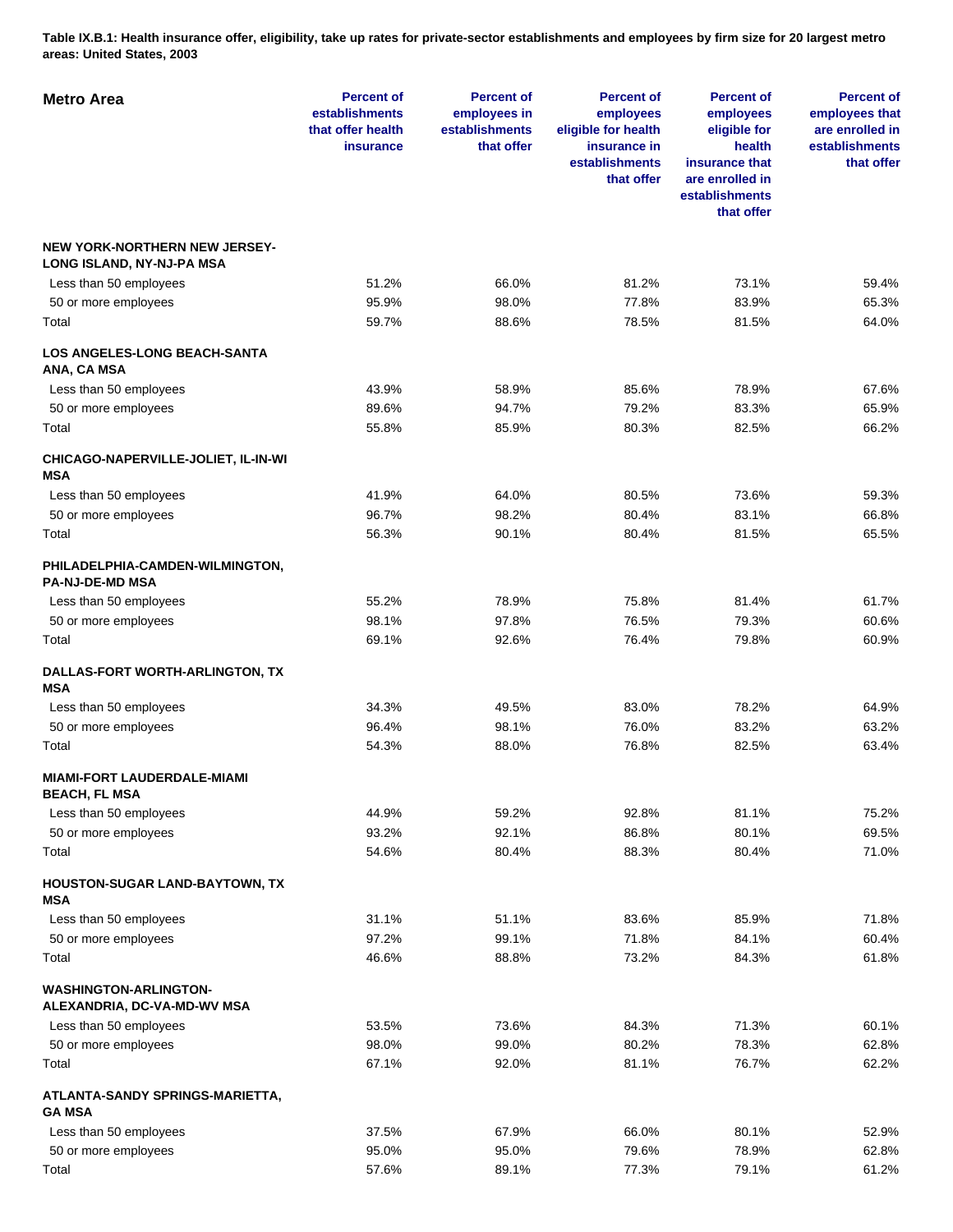**Table IX.B.1: Health insurance offer, eligibility, take up rates for private-sector establishments and employees by firm size for 20 largest metro areas: United States, 2003**

| Metro Area | Percent of establishments that offer health insurance | Percent of employees in establishments that offer | Percent of employees eligible for health insurance in establishments that offer | Percent of employees eligible for health insurance that are enrolled in establishments that offer | Percent of employees that are enrolled in establishments that offer |
|---|---|---|---|---|---|
| **NEW YORK-NORTHERN NEW JERSEY-LONG ISLAND, NY-NJ-PA MSA** | | | | | |
| Less than 50 employees | 51.2% | 66.0% | 81.2% | 73.1% | 59.4% |
| 50 or more employees | 95.9% | 98.0% | 77.8% | 83.9% | 65.3% |
| Total | 59.7% | 88.6% | 78.5% | 81.5% | 64.0% |
| **LOS ANGELES-LONG BEACH-SANTA ANA, CA MSA** | | | | | |
| Less than 50 employees | 43.9% | 58.9% | 85.6% | 78.9% | 67.6% |
| 50 or more employees | 89.6% | 94.7% | 79.2% | 83.3% | 65.9% |
| Total | 55.8% | 85.9% | 80.3% | 82.5% | 66.2% |
| **CHICAGO-NAPERVILLE-JOLIET, IL-IN-WI MSA** | | | | | |
| Less than 50 employees | 41.9% | 64.0% | 80.5% | 73.6% | 59.3% |
| 50 or more employees | 96.7% | 98.2% | 80.4% | 83.1% | 66.8% |
| Total | 56.3% | 90.1% | 80.4% | 81.5% | 65.5% |
| **PHILADELPHIA-CAMDEN-WILMINGTON, PA-NJ-DE-MD MSA** | | | | | |
| Less than 50 employees | 55.2% | 78.9% | 75.8% | 81.4% | 61.7% |
| 50 or more employees | 98.1% | 97.8% | 76.5% | 79.3% | 60.6% |
| Total | 69.1% | 92.6% | 76.4% | 79.8% | 60.9% |
| **DALLAS-FORT WORTH-ARLINGTON, TX MSA** | | | | | |
| Less than 50 employees | 34.3% | 49.5% | 83.0% | 78.2% | 64.9% |
| 50 or more employees | 96.4% | 98.1% | 76.0% | 83.2% | 63.2% |
| Total | 54.3% | 88.0% | 76.8% | 82.5% | 63.4% |
| **MIAMI-FORT LAUDERDALE-MIAMI BEACH, FL MSA** | | | | | |
| Less than 50 employees | 44.9% | 59.2% | 92.8% | 81.1% | 75.2% |
| 50 or more employees | 93.2% | 92.1% | 86.8% | 80.1% | 69.5% |
| Total | 54.6% | 80.4% | 88.3% | 80.4% | 71.0% |
| **HOUSTON-SUGAR LAND-BAYTOWN, TX MSA** | | | | | |
| Less than 50 employees | 31.1% | 51.1% | 83.6% | 85.9% | 71.8% |
| 50 or more employees | 97.2% | 99.1% | 71.8% | 84.1% | 60.4% |
| Total | 46.6% | 88.8% | 73.2% | 84.3% | 61.8% |
| **WASHINGTON-ARLINGTON-ALEXANDRIA, DC-VA-MD-WV MSA** | | | | | |
| Less than 50 employees | 53.5% | 73.6% | 84.3% | 71.3% | 60.1% |
| 50 or more employees | 98.0% | 99.0% | 80.2% | 78.3% | 62.8% |
| Total | 67.1% | 92.0% | 81.1% | 76.7% | 62.2% |
| **ATLANTA-SANDY SPRINGS-MARIETTA, GA MSA** | | | | | |
| Less than 50 employees | 37.5% | 67.9% | 66.0% | 80.1% | 52.9% |
| 50 or more employees | 95.0% | 95.0% | 79.6% | 78.9% | 62.8% |
| Total | 57.6% | 89.1% | 77.3% | 79.1% | 61.2% |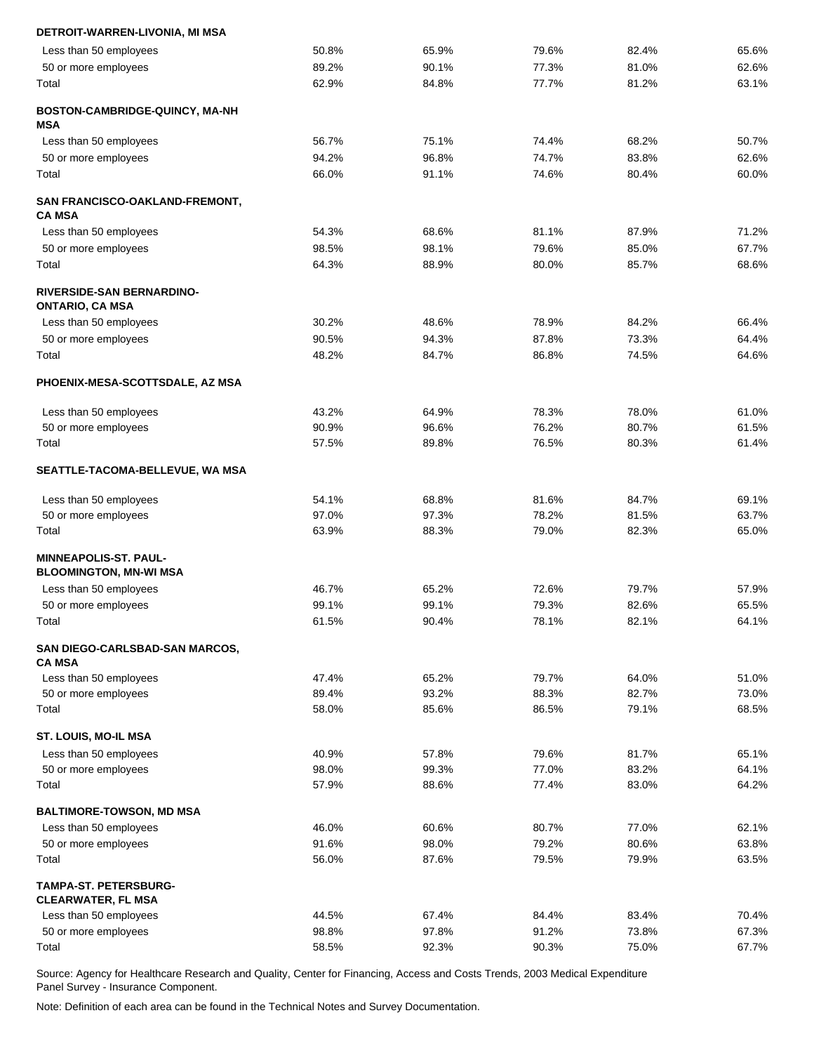| | | | | | |
|---|---|---|---|---|---|
| **DETROIT-WARREN-LIVONIA, MI MSA** | | | | | |
| Less than 50 employees | 50.8% | 65.9% | 79.6% | 82.4% | 65.6% |
| 50 or more employees | 89.2% | 90.1% | 77.3% | 81.0% | 62.6% |
| Total | 62.9% | 84.8% | 77.7% | 81.2% | 63.1% |
| **BOSTON-CAMBRIDGE-QUINCY, MA-NH MSA** | | | | | |
| Less than 50 employees | 56.7% | 75.1% | 74.4% | 68.2% | 50.7% |
| 50 or more employees | 94.2% | 96.8% | 74.7% | 83.8% | 62.6% |
| Total | 66.0% | 91.1% | 74.6% | 80.4% | 60.0% |
| **SAN FRANCISCO-OAKLAND-FREMONT, CA MSA** | | | | | |
| Less than 50 employees | 54.3% | 68.6% | 81.1% | 87.9% | 71.2% |
| 50 or more employees | 98.5% | 98.1% | 79.6% | 85.0% | 67.7% |
| Total | 64.3% | 88.9% | 80.0% | 85.7% | 68.6% |
| **RIVERSIDE-SAN BERNARDINO-ONTARIO, CA MSA** | | | | | |
| Less than 50 employees | 30.2% | 48.6% | 78.9% | 84.2% | 66.4% |
| 50 or more employees | 90.5% | 94.3% | 87.8% | 73.3% | 64.4% |
| Total | 48.2% | 84.7% | 86.8% | 74.5% | 64.6% |
| **PHOENIX-MESA-SCOTTSDALE, AZ MSA** | | | | | |
| Less than 50 employees | 43.2% | 64.9% | 78.3% | 78.0% | 61.0% |
| 50 or more employees | 90.9% | 96.6% | 76.2% | 80.7% | 61.5% |
| Total | 57.5% | 89.8% | 76.5% | 80.3% | 61.4% |
| **SEATTLE-TACOMA-BELLEVUE, WA MSA** | | | | | |
| Less than 50 employees | 54.1% | 68.8% | 81.6% | 84.7% | 69.1% |
| 50 or more employees | 97.0% | 97.3% | 78.2% | 81.5% | 63.7% |
| Total | 63.9% | 88.3% | 79.0% | 82.3% | 65.0% |
| **MINNEAPOLIS-ST. PAUL-BLOOMINGTON, MN-WI MSA** | | | | | |
| Less than 50 employees | 46.7% | 65.2% | 72.6% | 79.7% | 57.9% |
| 50 or more employees | 99.1% | 99.1% | 79.3% | 82.6% | 65.5% |
| Total | 61.5% | 90.4% | 78.1% | 82.1% | 64.1% |
| **SAN DIEGO-CARLSBAD-SAN MARCOS, CA MSA** | | | | | |
| Less than 50 employees | 47.4% | 65.2% | 79.7% | 64.0% | 51.0% |
| 50 or more employees | 89.4% | 93.2% | 88.3% | 82.7% | 73.0% |
| Total | 58.0% | 85.6% | 86.5% | 79.1% | 68.5% |
| **ST. LOUIS, MO-IL MSA** | | | | | |
| Less than 50 employees | 40.9% | 57.8% | 79.6% | 81.7% | 65.1% |
| 50 or more employees | 98.0% | 99.3% | 77.0% | 83.2% | 64.1% |
| Total | 57.9% | 88.6% | 77.4% | 83.0% | 64.2% |
| **BALTIMORE-TOWSON, MD MSA** | | | | | |
| Less than 50 employees | 46.0% | 60.6% | 80.7% | 77.0% | 62.1% |
| 50 or more employees | 91.6% | 98.0% | 79.2% | 80.6% | 63.8% |
| Total | 56.0% | 87.6% | 79.5% | 79.9% | 63.5% |
| **TAMPA-ST. PETERSBURG-CLEARWATER, FL MSA** | | | | | |
| Less than 50 employees | 44.5% | 67.4% | 84.4% | 83.4% | 70.4% |
| 50 or more employees | 98.8% | 97.8% | 91.2% | 73.8% | 67.3% |
| Total | 58.5% | 92.3% | 90.3% | 75.0% | 67.7% |

Source: Agency for Healthcare Research and Quality, Center for Financing, Access and Costs Trends, 2003 Medical Expenditure Panel Survey - Insurance Component.

Note: Definition of each area can be found in the Technical Notes and Survey Documentation.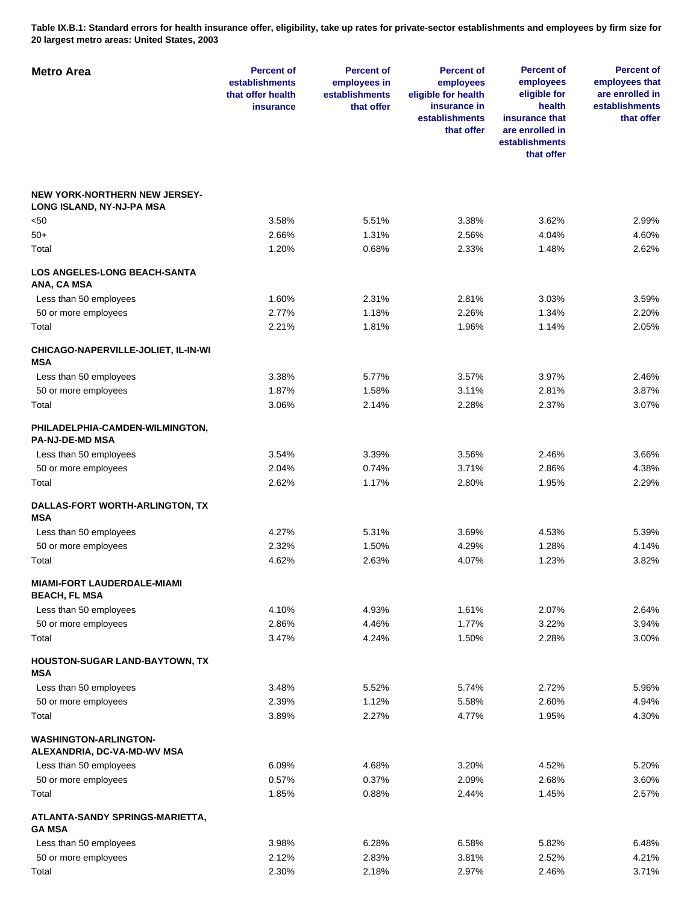**Table IX.B.1: Standard errors for health insurance offer, eligibility, take up rates for private-sector establishments and employees by firm size for 20 largest metro areas: United States, 2003**

| Metro Area | Percent of establishments that offer health insurance | Percent of employees in establishments that offer | Percent of employees eligible for health insurance in establishments that offer | Percent of employees eligible for health insurance that are enrolled in establishments that offer | Percent of employees that are enrolled in establishments that offer |
|---|---|---|---|---|---|
| **NEW YORK-NORTHERN NEW JERSEY-LONG ISLAND, NY-NJ-PA MSA** | | | | | |
| <50 | 3.58% | 5.51% | 3.38% | 3.62% | 2.99% |
| 50+ | 2.66% | 1.31% | 2.56% | 4.04% | 4.60% |
| Total | 1.20% | 0.68% | 2.33% | 1.48% | 2.62% |
| **LOS ANGELES-LONG BEACH-SANTA ANA, CA MSA** | | | | | |
| Less than 50 employees | 1.60% | 2.31% | 2.81% | 3.03% | 3.59% |
| 50 or more employees | 2.77% | 1.18% | 2.26% | 1.34% | 2.20% |
| Total | 2.21% | 1.81% | 1.96% | 1.14% | 2.05% |
| **CHICAGO-NAPERVILLE-JOLIET, IL-IN-WI MSA** | | | | | |
| Less than 50 employees | 3.38% | 5.77% | 3.57% | 3.97% | 2.46% |
| 50 or more employees | 1.87% | 1.58% | 3.11% | 2.81% | 3.87% |
| Total | 3.06% | 2.14% | 2.28% | 2.37% | 3.07% |
| **PHILADELPHIA-CAMDEN-WILMINGTON, PA-NJ-DE-MD MSA** | | | | | |
| Less than 50 employees | 3.54% | 3.39% | 3.56% | 2.46% | 3.66% |
| 50 or more employees | 2.04% | 0.74% | 3.71% | 2.86% | 4.38% |
| Total | 2.62% | 1.17% | 2.80% | 1.95% | 2.29% |
| **DALLAS-FORT WORTH-ARLINGTON, TX MSA** | | | | | |
| Less than 50 employees | 4.27% | 5.31% | 3.69% | 4.53% | 5.39% |
| 50 or more employees | 2.32% | 1.50% | 4.29% | 1.28% | 4.14% |
| Total | 4.62% | 2.63% | 4.07% | 1.23% | 3.82% |
| **MIAMI-FORT LAUDERDALE-MIAMI BEACH, FL MSA** | | | | | |
| Less than 50 employees | 4.10% | 4.93% | 1.61% | 2.07% | 2.64% |
| 50 or more employees | 2.86% | 4.46% | 1.77% | 3.22% | 3.94% |
| Total | 3.47% | 4.24% | 1.50% | 2.28% | 3.00% |
| **HOUSTON-SUGAR LAND-BAYTOWN, TX MSA** | | | | | |
| Less than 50 employees | 3.48% | 5.52% | 5.74% | 2.72% | 5.96% |
| 50 or more employees | 2.39% | 1.12% | 5.58% | 2.60% | 4.94% |
| Total | 3.89% | 2.27% | 4.77% | 1.95% | 4.30% |
| **WASHINGTON-ARLINGTON-ALEXANDRIA, DC-VA-MD-WV MSA** | | | | | |
| Less than 50 employees | 6.09% | 4.68% | 3.20% | 4.52% | 5.20% |
| 50 or more employees | 0.57% | 0.37% | 2.09% | 2.68% | 3.60% |
| Total | 1.85% | 0.88% | 2.44% | 1.45% | 2.57% |
| **ATLANTA-SANDY SPRINGS-MARIETTA, GA MSA** | | | | | |
| Less than 50 employees | 3.98% | 6.28% | 6.58% | 5.82% | 6.48% |
| 50 or more employees | 2.12% | 2.83% | 3.81% | 2.52% | 4.21% |
| Total | 2.30% | 2.18% | 2.97% | 2.46% | 3.71% |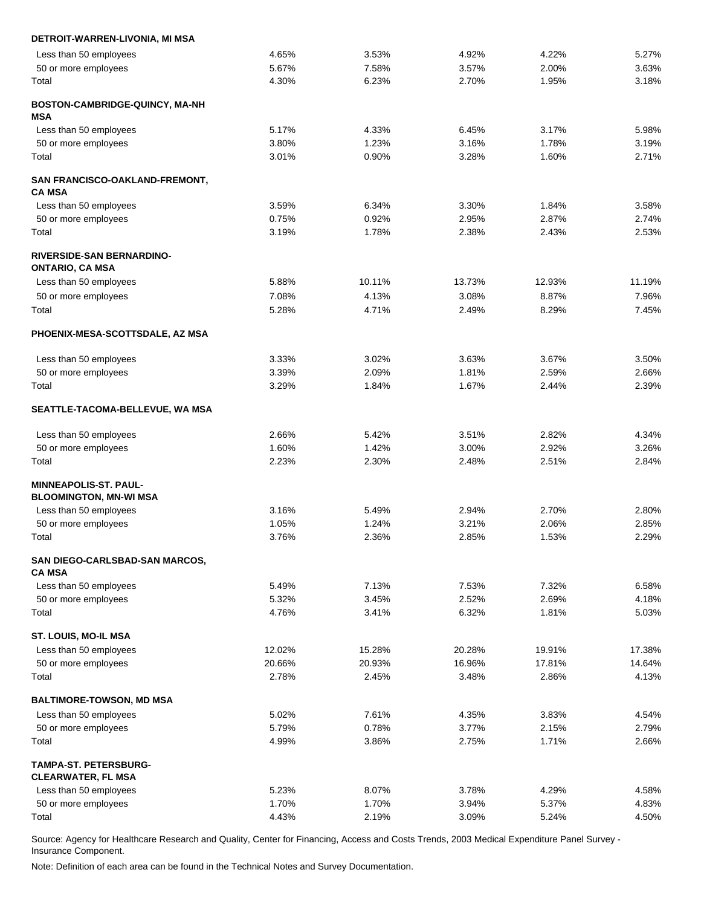| | | | | | |
|---|---|---|---|---|---|
| **DETROIT-WARREN-LIVONIA, MI MSA** | | | | | |
| Less than 50 employees | 4.65% | 3.53% | 4.92% | 4.22% | 5.27% |
| 50 or more employees | 5.67% | 7.58% | 3.57% | 2.00% | 3.63% |
| Total | 4.30% | 6.23% | 2.70% | 1.95% | 3.18% |
| **BOSTON-CAMBRIDGE-QUINCY, MA-NH MSA** | | | | | |
| Less than 50 employees | 5.17% | 4.33% | 6.45% | 3.17% | 5.98% |
| 50 or more employees | 3.80% | 1.23% | 3.16% | 1.78% | 3.19% |
| Total | 3.01% | 0.90% | 3.28% | 1.60% | 2.71% |
| **SAN FRANCISCO-OAKLAND-FREMONT, CA MSA** | | | | | |
| Less than 50 employees | 3.59% | 6.34% | 3.30% | 1.84% | 3.58% |
| 50 or more employees | 0.75% | 0.92% | 2.95% | 2.87% | 2.74% |
| Total | 3.19% | 1.78% | 2.38% | 2.43% | 2.53% |
| **RIVERSIDE-SAN BERNARDINO-ONTARIO, CA MSA** | | | | | |
| Less than 50 employees | 5.88% | 10.11% | 13.73% | 12.93% | 11.19% |
| 50 or more employees | 7.08% | 4.13% | 3.08% | 8.87% | 7.96% |
| Total | 5.28% | 4.71% | 2.49% | 8.29% | 7.45% |
| **PHOENIX-MESA-SCOTTSDALE, AZ MSA** | | | | | |
| Less than 50 employees | 3.33% | 3.02% | 3.63% | 3.67% | 3.50% |
| 50 or more employees | 3.39% | 2.09% | 1.81% | 2.59% | 2.66% |
| Total | 3.29% | 1.84% | 1.67% | 2.44% | 2.39% |
| **SEATTLE-TACOMA-BELLEVUE, WA MSA** | | | | | |
| Less than 50 employees | 2.66% | 5.42% | 3.51% | 2.82% | 4.34% |
| 50 or more employees | 1.60% | 1.42% | 3.00% | 2.92% | 3.26% |
| Total | 2.23% | 2.30% | 2.48% | 2.51% | 2.84% |
| **MINNEAPOLIS-ST. PAUL-BLOOMINGTON, MN-WI MSA** | | | | | |
| Less than 50 employees | 3.16% | 5.49% | 2.94% | 2.70% | 2.80% |
| 50 or more employees | 1.05% | 1.24% | 3.21% | 2.06% | 2.85% |
| Total | 3.76% | 2.36% | 2.85% | 1.53% | 2.29% |
| **SAN DIEGO-CARLSBAD-SAN MARCOS, CA MSA** | | | | | |
| Less than 50 employees | 5.49% | 7.13% | 7.53% | 7.32% | 6.58% |
| 50 or more employees | 5.32% | 3.45% | 2.52% | 2.69% | 4.18% |
| Total | 4.76% | 3.41% | 6.32% | 1.81% | 5.03% |
| **ST. LOUIS, MO-IL MSA** | | | | | |
| Less than 50 employees | 12.02% | 15.28% | 20.28% | 19.91% | 17.38% |
| 50 or more employees | 20.66% | 20.93% | 16.96% | 17.81% | 14.64% |
| Total | 2.78% | 2.45% | 3.48% | 2.86% | 4.13% |
| **BALTIMORE-TOWSON, MD MSA** | | | | | |
| Less than 50 employees | 5.02% | 7.61% | 4.35% | 3.83% | 4.54% |
| 50 or more employees | 5.79% | 0.78% | 3.77% | 2.15% | 2.79% |
| Total | 4.99% | 3.86% | 2.75% | 1.71% | 2.66% |
| **TAMPA-ST. PETERSBURG-CLEARWATER, FL MSA** | | | | | |
| Less than 50 employees | 5.23% | 8.07% | 3.78% | 4.29% | 4.58% |
| 50 or more employees | 1.70% | 1.70% | 3.94% | 5.37% | 4.83% |
| Total | 4.43% | 2.19% | 3.09% | 5.24% | 4.50% |

Source: Agency for Healthcare Research and Quality, Center for Financing, Access and Costs Trends, 2003 Medical Expenditure Panel Survey - Insurance Component.

Note: Definition of each area can be found in the Technical Notes and Survey Documentation.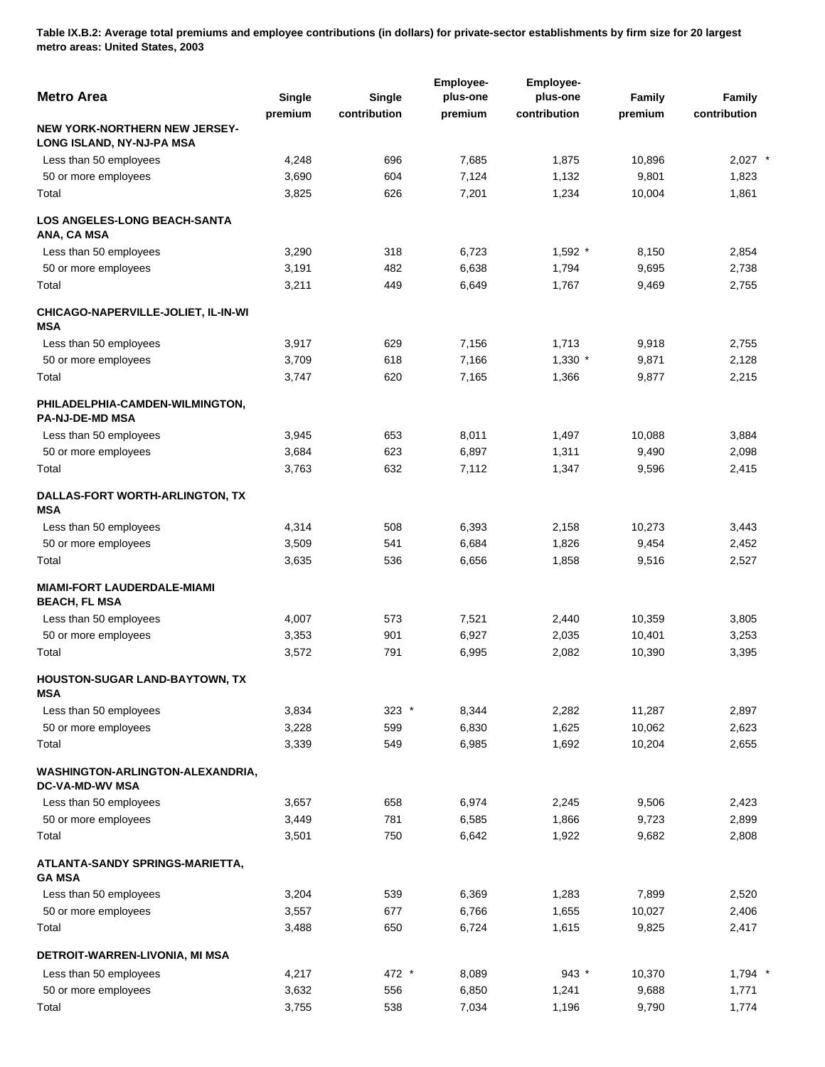**Table IX.B.2: Average total premiums and employee contributions (in dollars) for private-sector establishments by firm size for 20 largest metro areas: United States, 2003**

| Metro Area | Single premium | Single contribution | Employee-plus-one premium | Employee-plus-one contribution | Family premium | Family contribution |
|---|---|---|---|---|---|---|
| **NEW YORK-NORTHERN NEW JERSEY-LONG ISLAND, NY-NJ-PA MSA** | | | | | | |
| Less than 50 employees | 4,248 | 696 | 7,685 | 1,875 | 10,896 | 2,027 * |
| 50 or more employees | 3,690 | 604 | 7,124 | 1,132 | 9,801 | 1,823 |
| Total | 3,825 | 626 | 7,201 | 1,234 | 10,004 | 1,861 |
| **LOS ANGELES-LONG BEACH-SANTA ANA, CA MSA** | | | | | | |
| Less than 50 employees | 3,290 | 318 | 6,723 | 1,592 * | 8,150 | 2,854 |
| 50 or more employees | 3,191 | 482 | 6,638 | 1,794 | 9,695 | 2,738 |
| Total | 3,211 | 449 | 6,649 | 1,767 | 9,469 | 2,755 |
| **CHICAGO-NAPERVILLE-JOLIET, IL-IN-WI MSA** | | | | | | |
| Less than 50 employees | 3,917 | 629 | 7,156 | 1,713 | 9,918 | 2,755 |
| 50 or more employees | 3,709 | 618 | 7,166 | 1,330 * | 9,871 | 2,128 |
| Total | 3,747 | 620 | 7,165 | 1,366 | 9,877 | 2,215 |
| **PHILADELPHIA-CAMDEN-WILMINGTON, PA-NJ-DE-MD MSA** | | | | | | |
| Less than 50 employees | 3,945 | 653 | 8,011 | 1,497 | 10,088 | 3,884 |
| 50 or more employees | 3,684 | 623 | 6,897 | 1,311 | 9,490 | 2,098 |
| Total | 3,763 | 632 | 7,112 | 1,347 | 9,596 | 2,415 |
| **DALLAS-FORT WORTH-ARLINGTON, TX MSA** | | | | | | |
| Less than 50 employees | 4,314 | 508 | 6,393 | 2,158 | 10,273 | 3,443 |
| 50 or more employees | 3,509 | 541 | 6,684 | 1,826 | 9,454 | 2,452 |
| Total | 3,635 | 536 | 6,656 | 1,858 | 9,516 | 2,527 |
| **MIAMI-FORT LAUDERDALE-MIAMI BEACH, FL MSA** | | | | | | |
| Less than 50 employees | 4,007 | 573 | 7,521 | 2,440 | 10,359 | 3,805 |
| 50 or more employees | 3,353 | 901 | 6,927 | 2,035 | 10,401 | 3,253 |
| Total | 3,572 | 791 | 6,995 | 2,082 | 10,390 | 3,395 |
| **HOUSTON-SUGAR LAND-BAYTOWN, TX MSA** | | | | | | |
| Less than 50 employees | 3,834 | 323 * | 8,344 | 2,282 | 11,287 | 2,897 |
| 50 or more employees | 3,228 | 599 | 6,830 | 1,625 | 10,062 | 2,623 |
| Total | 3,339 | 549 | 6,985 | 1,692 | 10,204 | 2,655 |
| **WASHINGTON-ARLINGTON-ALEXANDRIA, DC-VA-MD-WV MSA** | | | | | | |
| Less than 50 employees | 3,657 | 658 | 6,974 | 2,245 | 9,506 | 2,423 |
| 50 or more employees | 3,449 | 781 | 6,585 | 1,866 | 9,723 | 2,899 |
| Total | 3,501 | 750 | 6,642 | 1,922 | 9,682 | 2,808 |
| **ATLANTA-SANDY SPRINGS-MARIETTA, GA MSA** | | | | | | |
| Less than 50 employees | 3,204 | 539 | 6,369 | 1,283 | 7,899 | 2,520 |
| 50 or more employees | 3,557 | 677 | 6,766 | 1,655 | 10,027 | 2,406 |
| Total | 3,488 | 650 | 6,724 | 1,615 | 9,825 | 2,417 |
| **DETROIT-WARREN-LIVONIA, MI MSA** | | | | | | |
| Less than 50 employees | 4,217 | 472 * | 8,089 | 943 * | 10,370 | 1,794 * |
| 50 or more employees | 3,632 | 556 | 6,850 | 1,241 | 9,688 | 1,771 |
| Total | 3,755 | 538 | 7,034 | 1,196 | 9,790 | 1,774 |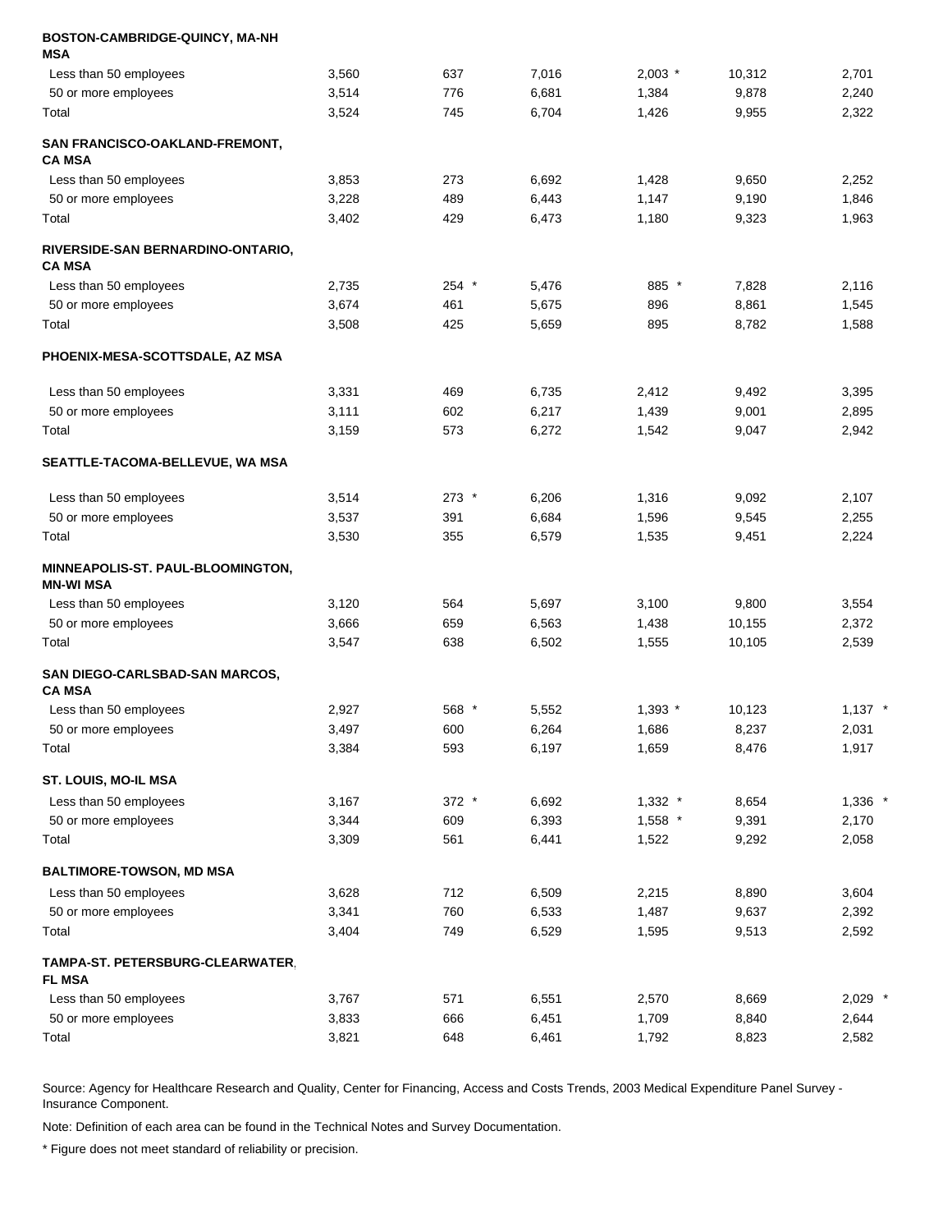| | | | | | | |
|---|---|---|---|---|---|---|
| **BOSTON-CAMBRIDGE-QUINCY, MA-NH MSA** | | | | | | |
| Less than 50 employees | 3,560 | 637 | 7,016 | 2,003 * | 10,312 | 2,701 |
| 50 or more employees | 3,514 | 776 | 6,681 | 1,384 | 9,878 | 2,240 |
| Total | 3,524 | 745 | 6,704 | 1,426 | 9,955 | 2,322 |
| **SAN FRANCISCO-OAKLAND-FREMONT, CA MSA** | | | | | | |
| Less than 50 employees | 3,853 | 273 | 6,692 | 1,428 | 9,650 | 2,252 |
| 50 or more employees | 3,228 | 489 | 6,443 | 1,147 | 9,190 | 1,846 |
| Total | 3,402 | 429 | 6,473 | 1,180 | 9,323 | 1,963 |
| **RIVERSIDE-SAN BERNARDINO-ONTARIO, CA MSA** | | | | | | |
| Less than 50 employees | 2,735 | 254 * | 5,476 | 885 * | 7,828 | 2,116 |
| 50 or more employees | 3,674 | 461 | 5,675 | 896 | 8,861 | 1,545 |
| Total | 3,508 | 425 | 5,659 | 895 | 8,782 | 1,588 |
| **PHOENIX-MESA-SCOTTSDALE, AZ MSA** | | | | | | |
| Less than 50 employees | 3,331 | 469 | 6,735 | 2,412 | 9,492 | 3,395 |
| 50 or more employees | 3,111 | 602 | 6,217 | 1,439 | 9,001 | 2,895 |
| Total | 3,159 | 573 | 6,272 | 1,542 | 9,047 | 2,942 |
| **SEATTLE-TACOMA-BELLEVUE, WA MSA** | | | | | | |
| Less than 50 employees | 3,514 | 273 * | 6,206 | 1,316 | 9,092 | 2,107 |
| 50 or more employees | 3,537 | 391 | 6,684 | 1,596 | 9,545 | 2,255 |
| Total | 3,530 | 355 | 6,579 | 1,535 | 9,451 | 2,224 |
| **MINNEAPOLIS-ST. PAUL-BLOOMINGTON, MN-WI MSA** | | | | | | |
| Less than 50 employees | 3,120 | 564 | 5,697 | 3,100 | 9,800 | 3,554 |
| 50 or more employees | 3,666 | 659 | 6,563 | 1,438 | 10,155 | 2,372 |
| Total | 3,547 | 638 | 6,502 | 1,555 | 10,105 | 2,539 |
| **SAN DIEGO-CARLSBAD-SAN MARCOS, CA MSA** | | | | | | |
| Less than 50 employees | 2,927 | 568 * | 5,552 | 1,393 * | 10,123 | 1,137 * |
| 50 or more employees | 3,497 | 600 | 6,264 | 1,686 | 8,237 | 2,031 |
| Total | 3,384 | 593 | 6,197 | 1,659 | 8,476 | 1,917 |
| **ST. LOUIS, MO-IL MSA** | | | | | | |
| Less than 50 employees | 3,167 | 372 * | 6,692 | 1,332 * | 8,654 | 1,336 * |
| 50 or more employees | 3,344 | 609 | 6,393 | 1,558 * | 9,391 | 2,170 |
| Total | 3,309 | 561 | 6,441 | 1,522 | 9,292 | 2,058 |
| **BALTIMORE-TOWSON, MD MSA** | | | | | | |
| Less than 50 employees | 3,628 | 712 | 6,509 | 2,215 | 8,890 | 3,604 |
| 50 or more employees | 3,341 | 760 | 6,533 | 1,487 | 9,637 | 2,392 |
| Total | 3,404 | 749 | 6,529 | 1,595 | 9,513 | 2,592 |
| **TAMPA-ST. PETERSBURG-CLEARWATER, FL MSA** | | | | | | |
| Less than 50 employees | 3,767 | 571 | 6,551 | 2,570 | 8,669 | 2,029 * |
| 50 or more employees | 3,833 | 666 | 6,451 | 1,709 | 8,840 | 2,644 |
| Total | 3,821 | 648 | 6,461 | 1,792 | 8,823 | 2,582 |

Source: Agency for Healthcare Research and Quality, Center for Financing, Access and Costs Trends, 2003 Medical Expenditure Panel Survey - Insurance Component.

Note: Definition of each area can be found in the Technical Notes and Survey Documentation.

* Figure does not meet standard of reliability or precision.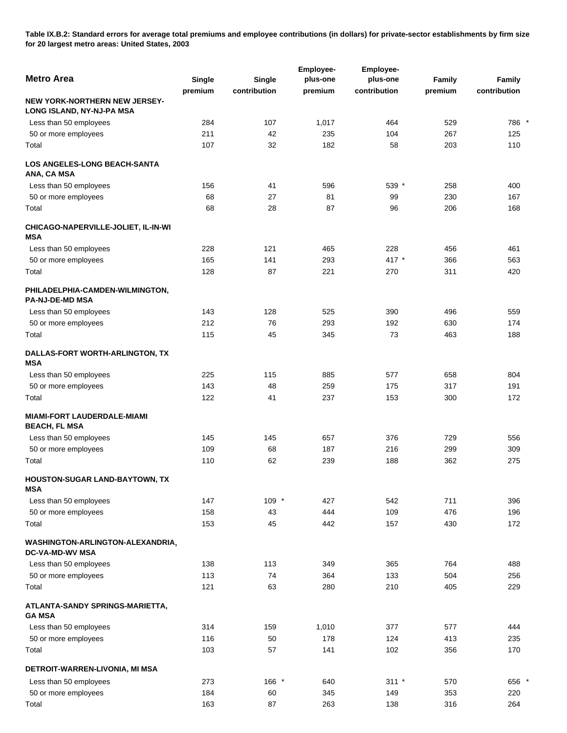**Table IX.B.2: Standard errors for average total premiums and employee contributions (in dollars) for private-sector establishments by firm size for 20 largest metro areas: United States, 2003**

| Metro Area | Single premium | Single contribution | Employee-plus-one premium | Employee-plus-one contribution | Family premium | Family contribution |
|---|---|---|---|---|---|---|
| **NEW YORK-NORTHERN NEW JERSEY-LONG ISLAND, NY-NJ-PA MSA** | | | | | | |
| Less than 50 employees | 284 | 107 | 1,017 | 464 | 529 | 786 * |
| 50 or more employees | 211 | 42 | 235 | 104 | 267 | 125 |
| Total | 107 | 32 | 182 | 58 | 203 | 110 |
| **LOS ANGELES-LONG BEACH-SANTA ANA, CA MSA** | | | | | | |
| Less than 50 employees | 156 | 41 | 596 | 539 * | 258 | 400 |
| 50 or more employees | 68 | 27 | 81 | 99 | 230 | 167 |
| Total | 68 | 28 | 87 | 96 | 206 | 168 |
| **CHICAGO-NAPERVILLE-JOLIET, IL-IN-WI MSA** | | | | | | |
| Less than 50 employees | 228 | 121 | 465 | 228 | 456 | 461 |
| 50 or more employees | 165 | 141 | 293 | 417 * | 366 | 563 |
| Total | 128 | 87 | 221 | 270 | 311 | 420 |
| **PHILADELPHIA-CAMDEN-WILMINGTON, PA-NJ-DE-MD MSA** | | | | | | |
| Less than 50 employees | 143 | 128 | 525 | 390 | 496 | 559 |
| 50 or more employees | 212 | 76 | 293 | 192 | 630 | 174 |
| Total | 115 | 45 | 345 | 73 | 463 | 188 |
| **DALLAS-FORT WORTH-ARLINGTON, TX MSA** | | | | | | |
| Less than 50 employees | 225 | 115 | 885 | 577 | 658 | 804 |
| 50 or more employees | 143 | 48 | 259 | 175 | 317 | 191 |
| Total | 122 | 41 | 237 | 153 | 300 | 172 |
| **MIAMI-FORT LAUDERDALE-MIAMI BEACH, FL MSA** | | | | | | |
| Less than 50 employees | 145 | 145 | 657 | 376 | 729 | 556 |
| 50 or more employees | 109 | 68 | 187 | 216 | 299 | 309 |
| Total | 110 | 62 | 239 | 188 | 362 | 275 |
| **HOUSTON-SUGAR LAND-BAYTOWN, TX MSA** | | | | | | |
| Less than 50 employees | 147 | 109 * | 427 | 542 | 711 | 396 |
| 50 or more employees | 158 | 43 | 444 | 109 | 476 | 196 |
| Total | 153 | 45 | 442 | 157 | 430 | 172 |
| **WASHINGTON-ARLINGTON-ALEXANDRIA, DC-VA-MD-WV MSA** | | | | | | |
| Less than 50 employees | 138 | 113 | 349 | 365 | 764 | 488 |
| 50 or more employees | 113 | 74 | 364 | 133 | 504 | 256 |
| Total | 121 | 63 | 280 | 210 | 405 | 229 |
| **ATLANTA-SANDY SPRINGS-MARIETTA, GA MSA** | | | | | | |
| Less than 50 employees | 314 | 159 | 1,010 | 377 | 577 | 444 |
| 50 or more employees | 116 | 50 | 178 | 124 | 413 | 235 |
| Total | 103 | 57 | 141 | 102 | 356 | 170 |
| **DETROIT-WARREN-LIVONIA, MI MSA** | | | | | | |
| Less than 50 employees | 273 | 166 * | 640 | 311 * | 570 | 656 * |
| 50 or more employees | 184 | 60 | 345 | 149 | 353 | 220 |
| Total | 163 | 87 | 263 | 138 | 316 | 264 |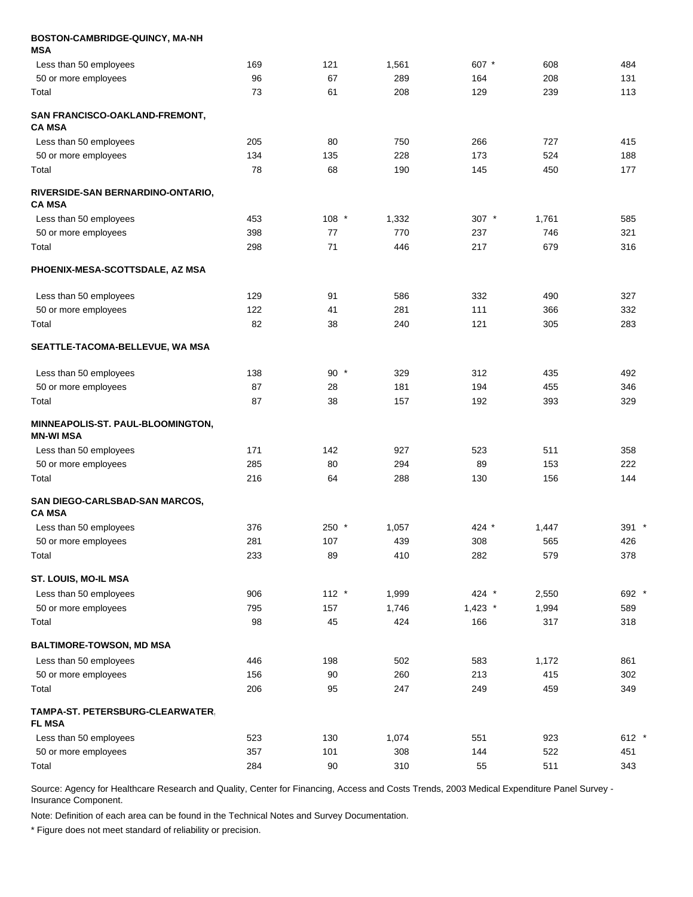| | | | | | | |
|---|---|---|---|---|---|---|
| **BOSTON-CAMBRIDGE-QUINCY, MA-NH MSA** | | | | | | |
| Less than 50 employees | 169 | 121 | 1,561 | 607 * | 608 | 484 |
| 50 or more employees | 96 | 67 | 289 | 164 | 208 | 131 |
| Total | 73 | 61 | 208 | 129 | 239 | 113 |
| **SAN FRANCISCO-OAKLAND-FREMONT, CA MSA** | | | | | | |
| Less than 50 employees | 205 | 80 | 750 | 266 | 727 | 415 |
| 50 or more employees | 134 | 135 | 228 | 173 | 524 | 188 |
| Total | 78 | 68 | 190 | 145 | 450 | 177 |
| **RIVERSIDE-SAN BERNARDINO-ONTARIO, CA MSA** | | | | | | |
| Less than 50 employees | 453 | 108 * | 1,332 | 307 * | 1,761 | 585 |
| 50 or more employees | 398 | 77 | 770 | 237 | 746 | 321 |
| Total | 298 | 71 | 446 | 217 | 679 | 316 |
| **PHOENIX-MESA-SCOTTSDALE, AZ MSA** | | | | | | |
| Less than 50 employees | 129 | 91 | 586 | 332 | 490 | 327 |
| 50 or more employees | 122 | 41 | 281 | 111 | 366 | 332 |
| Total | 82 | 38 | 240 | 121 | 305 | 283 |
| **SEATTLE-TACOMA-BELLEVUE, WA MSA** | | | | | | |
| Less than 50 employees | 138 | 90 * | 329 | 312 | 435 | 492 |
| 50 or more employees | 87 | 28 | 181 | 194 | 455 | 346 |
| Total | 87 | 38 | 157 | 192 | 393 | 329 |
| **MINNEAPOLIS-ST. PAUL-BLOOMINGTON, MN-WI MSA** | | | | | | |
| Less than 50 employees | 171 | 142 | 927 | 523 | 511 | 358 |
| 50 or more employees | 285 | 80 | 294 | 89 | 153 | 222 |
| Total | 216 | 64 | 288 | 130 | 156 | 144 |
| **SAN DIEGO-CARLSBAD-SAN MARCOS, CA MSA** | | | | | | |
| Less than 50 employees | 376 | 250 * | 1,057 | 424 * | 1,447 | 391 * |
| 50 or more employees | 281 | 107 | 439 | 308 | 565 | 426 |
| Total | 233 | 89 | 410 | 282 | 579 | 378 |
| **ST. LOUIS, MO-IL MSA** | | | | | | |
| Less than 50 employees | 906 | 112 * | 1,999 | 424 * | 2,550 | 692 * |
| 50 or more employees | 795 | 157 | 1,746 | 1,423 * | 1,994 | 589 |
| Total | 98 | 45 | 424 | 166 | 317 | 318 |
| **BALTIMORE-TOWSON, MD MSA** | | | | | | |
| Less than 50 employees | 446 | 198 | 502 | 583 | 1,172 | 861 |
| 50 or more employees | 156 | 90 | 260 | 213 | 415 | 302 |
| Total | 206 | 95 | 247 | 249 | 459 | 349 |
| **TAMPA-ST. PETERSBURG-CLEARWATER, FL MSA** | | | | | | |
| Less than 50 employees | 523 | 130 | 1,074 | 551 | 923 | 612 * |
| 50 or more employees | 357 | 101 | 308 | 144 | 522 | 451 |
| Total | 284 | 90 | 310 | 55 | 511 | 343 |

Source: Agency for Healthcare Research and Quality, Center for Financing, Access and Costs Trends, 2003 Medical Expenditure Panel Survey - Insurance Component.

Note: Definition of each area can be found in the Technical Notes and Survey Documentation.

* Figure does not meet standard of reliability or precision.